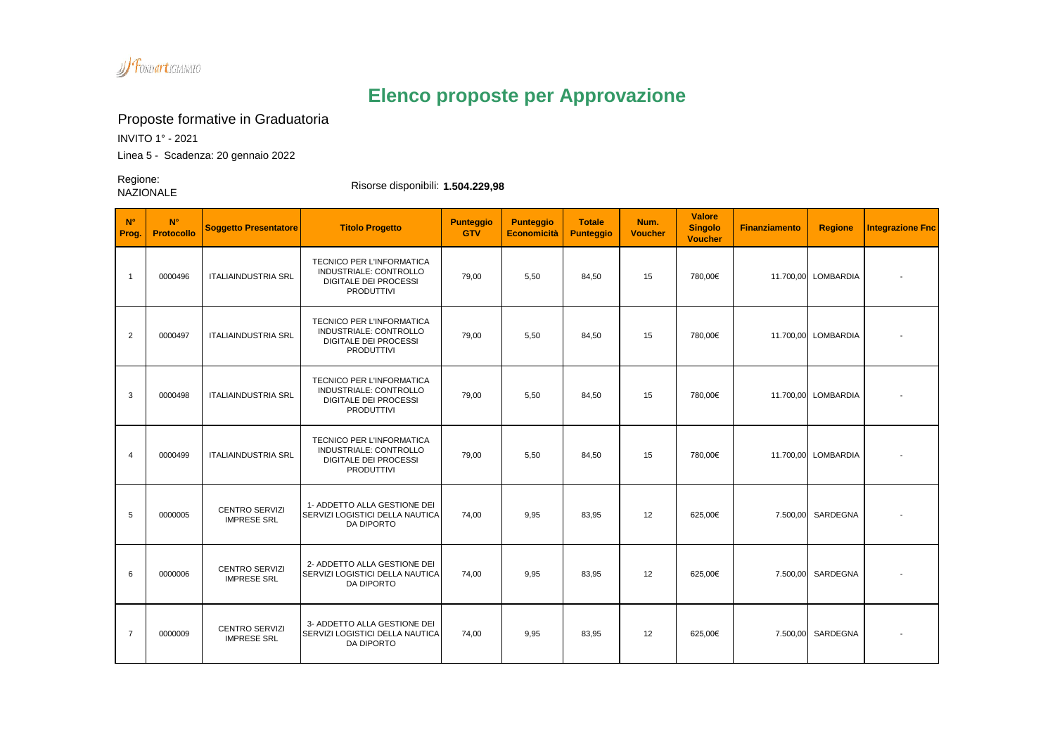# Elenco proposte per Approvazione

## Proposte formative in Graduatoria

INVITO 1° - 2021

Linea 5 - Scadenza: 20 gennaio 2022

Regione: NAZIONALE

Risorse disponibili: **1.504.229,98**

| N° Prog. | N° Protocollo | Soggetto Presentatore | Titolo Progetto | Punteggio GTV | Punteggio Economicità | Totale Punteggio | Num. Voucher | Valore Singolo Voucher | Finanziamento | Regione | Integrazione Fnc |
|---|---|---|---|---|---|---|---|---|---|---|---|
| 1 | 0000496 | ITALIAINDUSTRIA SRL | TECNICO PER L'INFORMATICA INDUSTRIALE: CONTROLLO DIGITALE DEI PROCESSI PRODUTTIVI | 79,00 | 5,50 | 84,50 | 15 | 780,00€ | 11.700,00 | LOMBARDIA | - |
| 2 | 0000497 | ITALIAINDUSTRIA SRL | TECNICO PER L'INFORMATICA INDUSTRIALE: CONTROLLO DIGITALE DEI PROCESSI PRODUTTIVI | 79,00 | 5,50 | 84,50 | 15 | 780,00€ | 11.700,00 | LOMBARDIA | - |
| 3 | 0000498 | ITALIAINDUSTRIA SRL | TECNICO PER L'INFORMATICA INDUSTRIALE: CONTROLLO DIGITALE DEI PROCESSI PRODUTTIVI | 79,00 | 5,50 | 84,50 | 15 | 780,00€ | 11.700,00 | LOMBARDIA | - |
| 4 | 0000499 | ITALIAINDUSTRIA SRL | TECNICO PER L'INFORMATICA INDUSTRIALE: CONTROLLO DIGITALE DEI PROCESSI PRODUTTIVI | 79,00 | 5,50 | 84,50 | 15 | 780,00€ | 11.700,00 | LOMBARDIA | - |
| 5 | 0000005 | CENTRO SERVIZI IMPRESE SRL | 1- ADDETTO ALLA GESTIONE DEI SERVIZI LOGISTICI DELLA NAUTICA DA DIPORTO | 74,00 | 9,95 | 83,95 | 12 | 625,00€ | 7.500,00 | SARDEGNA | - |
| 6 | 0000006 | CENTRO SERVIZI IMPRESE SRL | 2- ADDETTO ALLA GESTIONE DEI SERVIZI LOGISTICI DELLA NAUTICA DA DIPORTO | 74,00 | 9,95 | 83,95 | 12 | 625,00€ | 7.500,00 | SARDEGNA | - |
| 7 | 0000009 | CENTRO SERVIZI IMPRESE SRL | 3- ADDETTO ALLA GESTIONE DEI SERVIZI LOGISTICI DELLA NAUTICA DA DIPORTO | 74,00 | 9,95 | 83,95 | 12 | 625,00€ | 7.500,00 | SARDEGNA | - |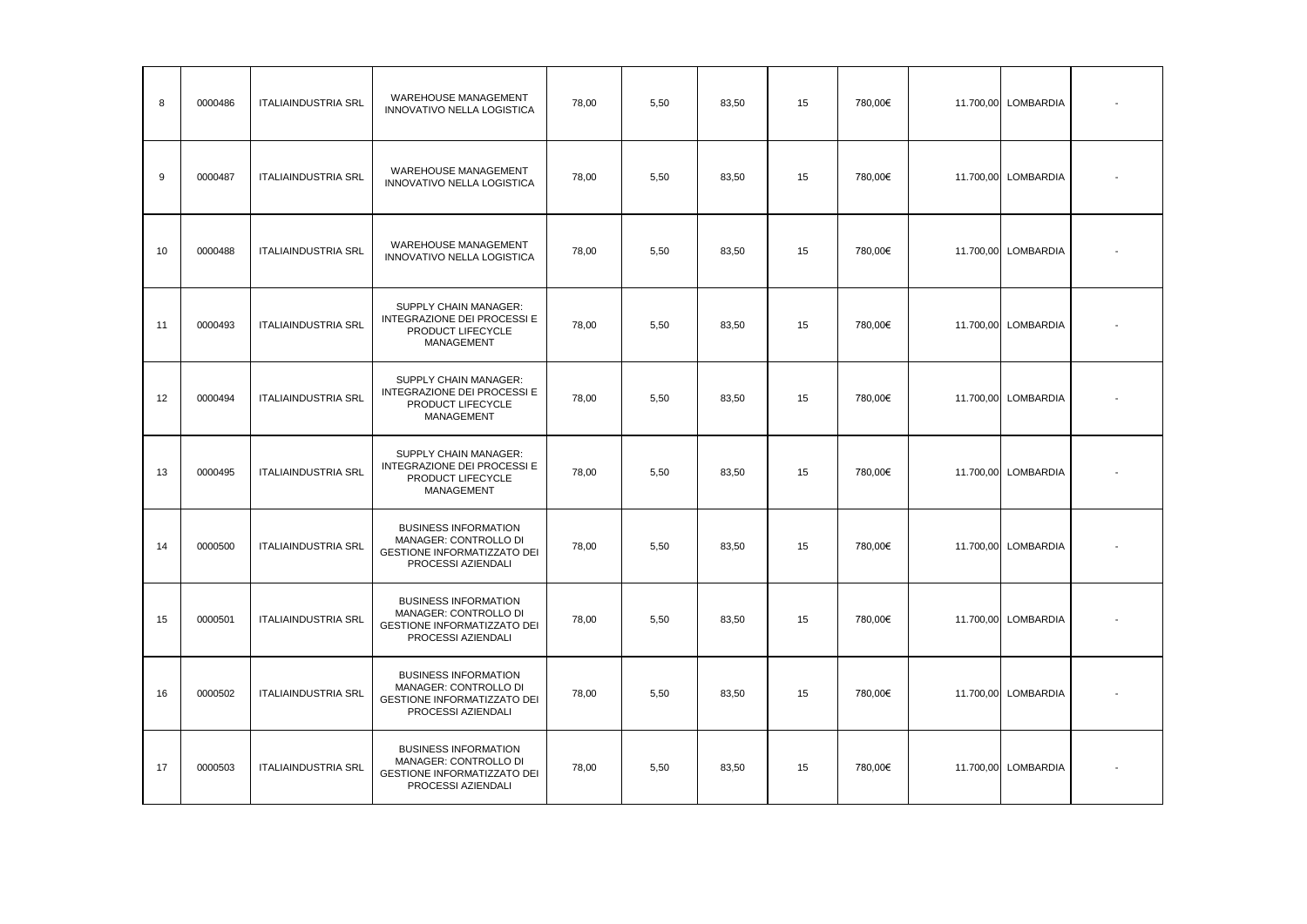| | | | | | | | | | | | |
|---|---|---|---|---|---|---|---|---|---|---|---|
| 8 | 0000486 | ITALIAINDUSTRIA SRL | WAREHOUSE MANAGEMENT INNOVATIVO NELLA LOGISTICA | 78,00 | 5,50 | 83,50 | 15 | 780,00€ | 11.700,00 | LOMBARDIA | - |
| 9 | 0000487 | ITALIAINDUSTRIA SRL | WAREHOUSE MANAGEMENT INNOVATIVO NELLA LOGISTICA | 78,00 | 5,50 | 83,50 | 15 | 780,00€ | 11.700,00 | LOMBARDIA | - |
| 10 | 0000488 | ITALIAINDUSTRIA SRL | WAREHOUSE MANAGEMENT INNOVATIVO NELLA LOGISTICA | 78,00 | 5,50 | 83,50 | 15 | 780,00€ | 11.700,00 | LOMBARDIA | - |
| 11 | 0000493 | ITALIAINDUSTRIA SRL | SUPPLY CHAIN MANAGER: INTEGRAZIONE DEI PROCESSI E PRODUCT LIFECYCLE MANAGEMENT | 78,00 | 5,50 | 83,50 | 15 | 780,00€ | 11.700,00 | LOMBARDIA | - |
| 12 | 0000494 | ITALIAINDUSTRIA SRL | SUPPLY CHAIN MANAGER: INTEGRAZIONE DEI PROCESSI E PRODUCT LIFECYCLE MANAGEMENT | 78,00 | 5,50 | 83,50 | 15 | 780,00€ | 11.700,00 | LOMBARDIA | - |
| 13 | 0000495 | ITALIAINDUSTRIA SRL | SUPPLY CHAIN MANAGER: INTEGRAZIONE DEI PROCESSI E PRODUCT LIFECYCLE MANAGEMENT | 78,00 | 5,50 | 83,50 | 15 | 780,00€ | 11.700,00 | LOMBARDIA | - |
| 14 | 0000500 | ITALIAINDUSTRIA SRL | BUSINESS INFORMATION MANAGER: CONTROLLO DI GESTIONE INFORMATIZZATO DEI PROCESSI AZIENDALI | 78,00 | 5,50 | 83,50 | 15 | 780,00€ | 11.700,00 | LOMBARDIA | - |
| 15 | 0000501 | ITALIAINDUSTRIA SRL | BUSINESS INFORMATION MANAGER: CONTROLLO DI GESTIONE INFORMATIZZATO DEI PROCESSI AZIENDALI | 78,00 | 5,50 | 83,50 | 15 | 780,00€ | 11.700,00 | LOMBARDIA | - |
| 16 | 0000502 | ITALIAINDUSTRIA SRL | BUSINESS INFORMATION MANAGER: CONTROLLO DI GESTIONE INFORMATIZZATO DEI PROCESSI AZIENDALI | 78,00 | 5,50 | 83,50 | 15 | 780,00€ | 11.700,00 | LOMBARDIA | - |
| 17 | 0000503 | ITALIAINDUSTRIA SRL | BUSINESS INFORMATION MANAGER: CONTROLLO DI GESTIONE INFORMATIZZATO DEI PROCESSI AZIENDALI | 78,00 | 5,50 | 83,50 | 15 | 780,00€ | 11.700,00 | LOMBARDIA | - |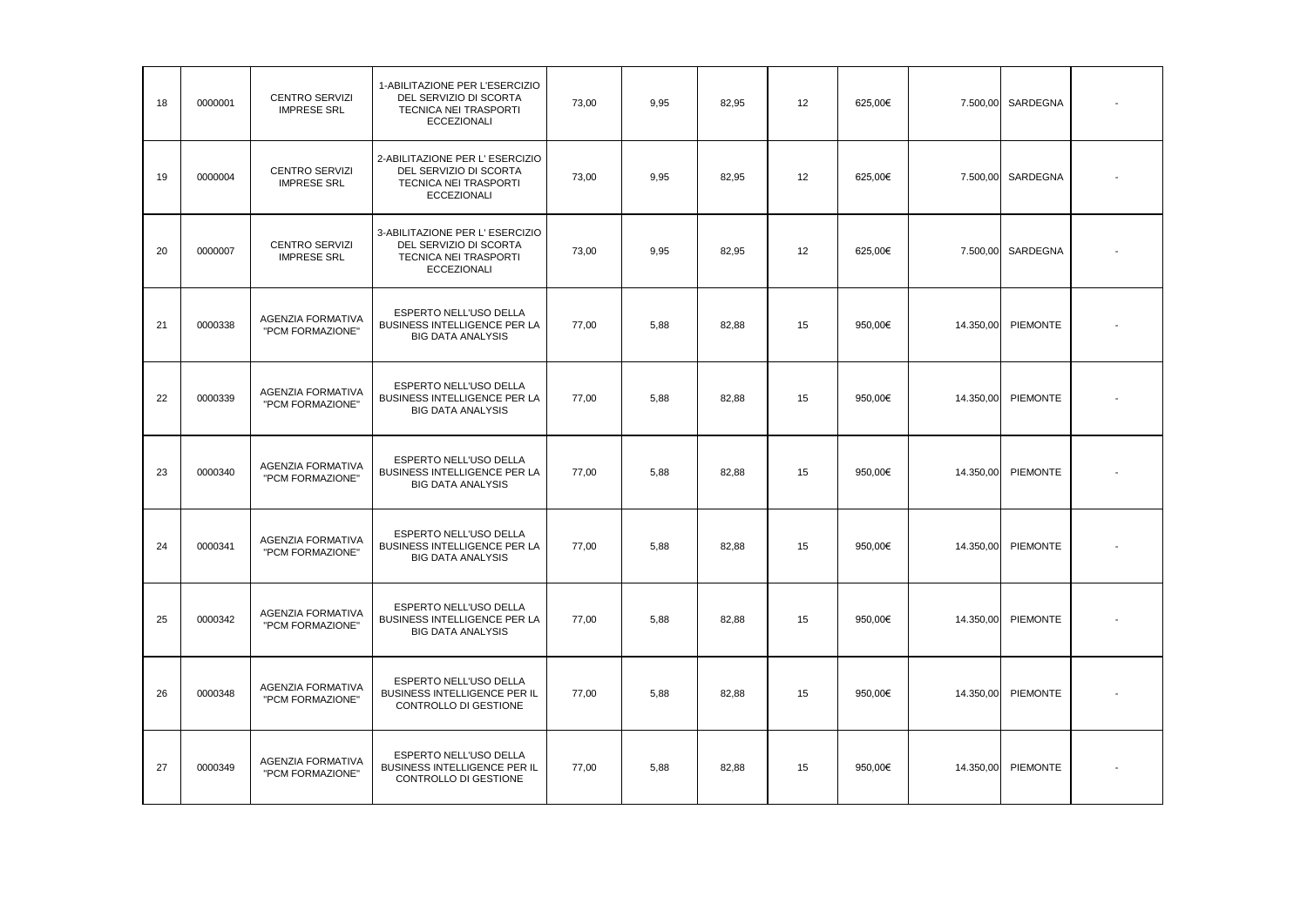| | | | | | | | | | | | |
|---|---|---|---|---|---|---|---|---|---|---|---|
| 18 | 0000001 | CENTRO SERVIZI IMPRESE SRL | 1-ABILITAZIONE PER L'ESERCIZIO DEL SERVIZIO DI SCORTA TECNICA NEI TRASPORTI ECCEZIONALI | 73,00 | 9,95 | 82,95 | 12 | 625,00€ | 7.500,00 | SARDEGNA | - |
| 19 | 0000004 | CENTRO SERVIZI IMPRESE SRL | 2-ABILITAZIONE PER L' ESERCIZIO DEL SERVIZIO DI SCORTA TECNICA NEI TRASPORTI ECCEZIONALI | 73,00 | 9,95 | 82,95 | 12 | 625,00€ | 7.500,00 | SARDEGNA | - |
| 20 | 0000007 | CENTRO SERVIZI IMPRESE SRL | 3-ABILITAZIONE PER L' ESERCIZIO DEL SERVIZIO DI SCORTA TECNICA NEI TRASPORTI ECCEZIONALI | 73,00 | 9,95 | 82,95 | 12 | 625,00€ | 7.500,00 | SARDEGNA | - |
| 21 | 0000338 | AGENZIA FORMATIVA "PCM FORMAZIONE" | ESPERTO NELL'USO DELLA BUSINESS INTELLIGENCE PER LA BIG DATA ANALYSIS | 77,00 | 5,88 | 82,88 | 15 | 950,00€ | 14.350,00 | PIEMONTE | - |
| 22 | 0000339 | AGENZIA FORMATIVA "PCM FORMAZIONE" | ESPERTO NELL'USO DELLA BUSINESS INTELLIGENCE PER LA BIG DATA ANALYSIS | 77,00 | 5,88 | 82,88 | 15 | 950,00€ | 14.350,00 | PIEMONTE | - |
| 23 | 0000340 | AGENZIA FORMATIVA "PCM FORMAZIONE" | ESPERTO NELL'USO DELLA BUSINESS INTELLIGENCE PER LA BIG DATA ANALYSIS | 77,00 | 5,88 | 82,88 | 15 | 950,00€ | 14.350,00 | PIEMONTE | - |
| 24 | 0000341 | AGENZIA FORMATIVA "PCM FORMAZIONE" | ESPERTO NELL'USO DELLA BUSINESS INTELLIGENCE PER LA BIG DATA ANALYSIS | 77,00 | 5,88 | 82,88 | 15 | 950,00€ | 14.350,00 | PIEMONTE | - |
| 25 | 0000342 | AGENZIA FORMATIVA "PCM FORMAZIONE" | ESPERTO NELL'USO DELLA BUSINESS INTELLIGENCE PER LA BIG DATA ANALYSIS | 77,00 | 5,88 | 82,88 | 15 | 950,00€ | 14.350,00 | PIEMONTE | - |
| 26 | 0000348 | AGENZIA FORMATIVA "PCM FORMAZIONE" | ESPERTO NELL'USO DELLA BUSINESS INTELLIGENCE PER IL CONTROLLO DI GESTIONE | 77,00 | 5,88 | 82,88 | 15 | 950,00€ | 14.350,00 | PIEMONTE | - |
| 27 | 0000349 | AGENZIA FORMATIVA "PCM FORMAZIONE" | ESPERTO NELL'USO DELLA BUSINESS INTELLIGENCE PER IL CONTROLLO DI GESTIONE | 77,00 | 5,88 | 82,88 | 15 | 950,00€ | 14.350,00 | PIEMONTE | - |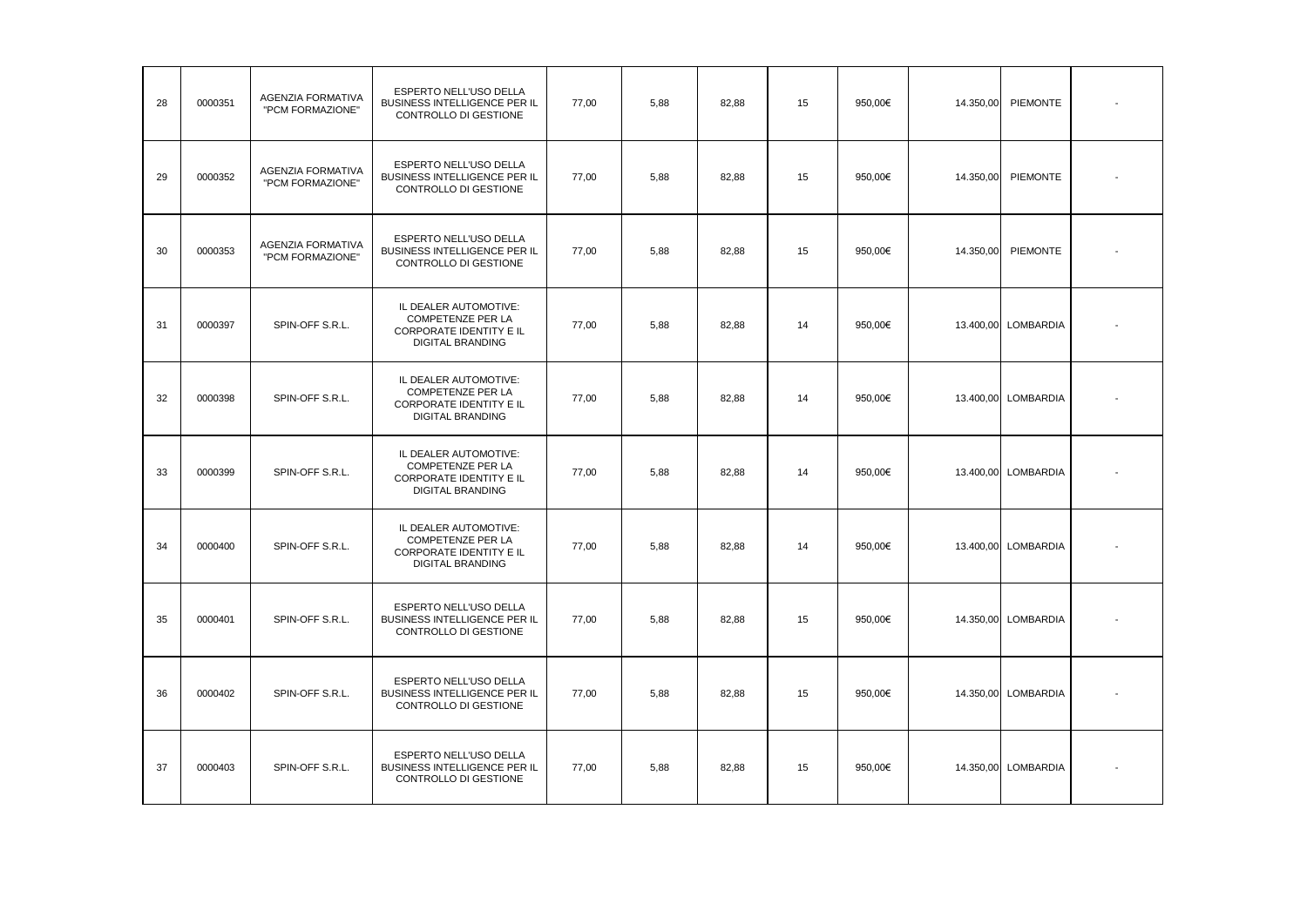| | | | | | | | | | | | |
|---|---|---|---|---|---|---|---|---|---|---|---|
| 28 | 0000351 | AGENZIA FORMATIVA "PCM FORMAZIONE" | ESPERTO NELL'USO DELLA BUSINESS INTELLIGENCE PER IL CONTROLLO DI GESTIONE | 77,00 | 5,88 | 82,88 | 15 | 950,00€ | 14.350,00 | PIEMONTE | - |
| 29 | 0000352 | AGENZIA FORMATIVA "PCM FORMAZIONE" | ESPERTO NELL'USO DELLA BUSINESS INTELLIGENCE PER IL CONTROLLO DI GESTIONE | 77,00 | 5,88 | 82,88 | 15 | 950,00€ | 14.350,00 | PIEMONTE | - |
| 30 | 0000353 | AGENZIA FORMATIVA "PCM FORMAZIONE" | ESPERTO NELL'USO DELLA BUSINESS INTELLIGENCE PER IL CONTROLLO DI GESTIONE | 77,00 | 5,88 | 82,88 | 15 | 950,00€ | 14.350,00 | PIEMONTE | - |
| 31 | 0000397 | SPIN-OFF S.R.L. | IL DEALER AUTOMOTIVE: COMPETENZE PER LA CORPORATE IDENTITY E IL DIGITAL BRANDING | 77,00 | 5,88 | 82,88 | 14 | 950,00€ | 13.400,00 | LOMBARDIA | - |
| 32 | 0000398 | SPIN-OFF S.R.L. | IL DEALER AUTOMOTIVE: COMPETENZE PER LA CORPORATE IDENTITY E IL DIGITAL BRANDING | 77,00 | 5,88 | 82,88 | 14 | 950,00€ | 13.400,00 | LOMBARDIA | - |
| 33 | 0000399 | SPIN-OFF S.R.L. | IL DEALER AUTOMOTIVE: COMPETENZE PER LA CORPORATE IDENTITY E IL DIGITAL BRANDING | 77,00 | 5,88 | 82,88 | 14 | 950,00€ | 13.400,00 | LOMBARDIA | - |
| 34 | 0000400 | SPIN-OFF S.R.L. | IL DEALER AUTOMOTIVE: COMPETENZE PER LA CORPORATE IDENTITY E IL DIGITAL BRANDING | 77,00 | 5,88 | 82,88 | 14 | 950,00€ | 13.400,00 | LOMBARDIA | - |
| 35 | 0000401 | SPIN-OFF S.R.L. | ESPERTO NELL'USO DELLA BUSINESS INTELLIGENCE PER IL CONTROLLO DI GESTIONE | 77,00 | 5,88 | 82,88 | 15 | 950,00€ | 14.350,00 | LOMBARDIA | - |
| 36 | 0000402 | SPIN-OFF S.R.L. | ESPERTO NELL'USO DELLA BUSINESS INTELLIGENCE PER IL CONTROLLO DI GESTIONE | 77,00 | 5,88 | 82,88 | 15 | 950,00€ | 14.350,00 | LOMBARDIA | - |
| 37 | 0000403 | SPIN-OFF S.R.L. | ESPERTO NELL'USO DELLA BUSINESS INTELLIGENCE PER IL CONTROLLO DI GESTIONE | 77,00 | 5,88 | 82,88 | 15 | 950,00€ | 14.350,00 | LOMBARDIA | - |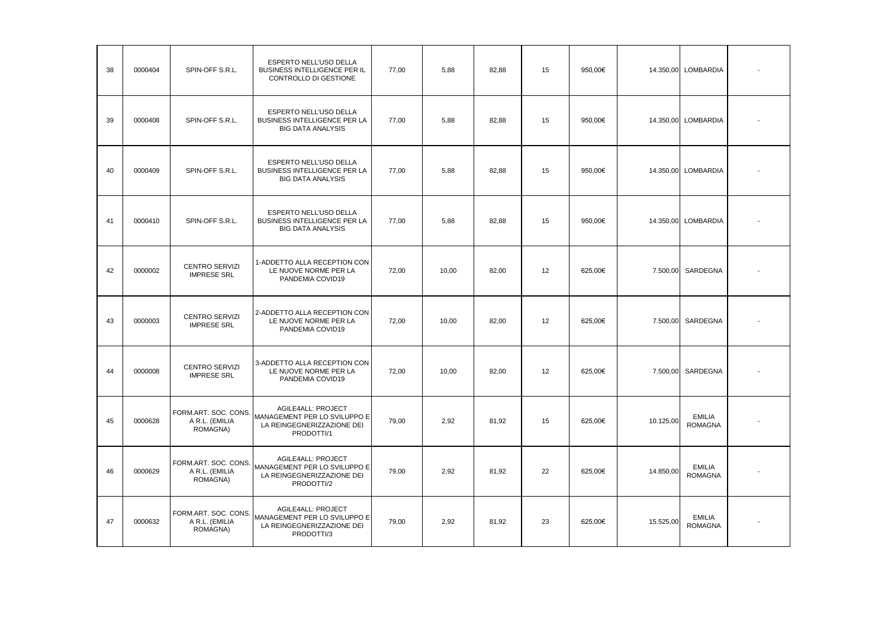| | | | | | | | | | | | |
|---|---|---|---|---|---|---|---|---|---|---|---|
| 38 | 0000404 | SPIN-OFF S.R.L. | ESPERTO NELL'USO DELLA BUSINESS INTELLIGENCE PER IL CONTROLLO DI GESTIONE | 77,00 | 5,88 | 82,88 | 15 | 950,00€ | 14.350,00 | LOMBARDIA | - |
| 39 | 0000408 | SPIN-OFF S.R.L. | ESPERTO NELL'USO DELLA BUSINESS INTELLIGENCE PER LA BIG DATA ANALYSIS | 77,00 | 5,88 | 82,88 | 15 | 950,00€ | 14.350,00 | LOMBARDIA | - |
| 40 | 0000409 | SPIN-OFF S.R.L. | ESPERTO NELL'USO DELLA BUSINESS INTELLIGENCE PER LA BIG DATA ANALYSIS | 77,00 | 5,88 | 82,88 | 15 | 950,00€ | 14.350,00 | LOMBARDIA | - |
| 41 | 0000410 | SPIN-OFF S.R.L. | ESPERTO NELL'USO DELLA BUSINESS INTELLIGENCE PER LA BIG DATA ANALYSIS | 77,00 | 5,88 | 82,88 | 15 | 950,00€ | 14.350,00 | LOMBARDIA | - |
| 42 | 0000002 | CENTRO SERVIZI IMPRESE SRL | 1-ADDETTO ALLA RECEPTION CON LE NUOVE NORME PER LA PANDEMIA COVID19 | 72,00 | 10,00 | 82,00 | 12 | 625,00€ | 7.500,00 | SARDEGNA | - |
| 43 | 0000003 | CENTRO SERVIZI IMPRESE SRL | 2-ADDETTO ALLA RECEPTION CON LE NUOVE NORME PER LA PANDEMIA COVID19 | 72,00 | 10,00 | 82,00 | 12 | 625,00€ | 7.500,00 | SARDEGNA | - |
| 44 | 0000008 | CENTRO SERVIZI IMPRESE SRL | 3-ADDETTO ALLA RECEPTION CON LE NUOVE NORME PER LA PANDEMIA COVID19 | 72,00 | 10,00 | 82,00 | 12 | 625,00€ | 7.500,00 | SARDEGNA | - |
| 45 | 0000628 | FORM.ART. SOC. CONS. A R.L. (EMILIA ROMAGNA) | AGILE4ALL: PROJECT MANAGEMENT PER LO SVILUPPO E LA REINGEGNERIZZAZIONE DEI PRODOTTI/1 | 79,00 | 2,92 | 81,92 | 15 | 625,00€ | 10.125,00 | EMILIA ROMAGNA | - |
| 46 | 0000629 | FORM.ART. SOC. CONS. A R.L. (EMILIA ROMAGNA) | AGILE4ALL: PROJECT MANAGEMENT PER LO SVILUPPO E LA REINGEGNERIZZAZIONE DEI PRODOTTI/2 | 79,00 | 2,92 | 81,92 | 22 | 625,00€ | 14.850,00 | EMILIA ROMAGNA | - |
| 47 | 0000632 | FORM.ART. SOC. CONS. A R.L. (EMILIA ROMAGNA) | AGILE4ALL: PROJECT MANAGEMENT PER LO SVILUPPO E LA REINGEGNERIZZAZIONE DEI PRODOTTI/3 | 79,00 | 2,92 | 81,92 | 23 | 625,00€ | 15.525,00 | EMILIA ROMAGNA | - |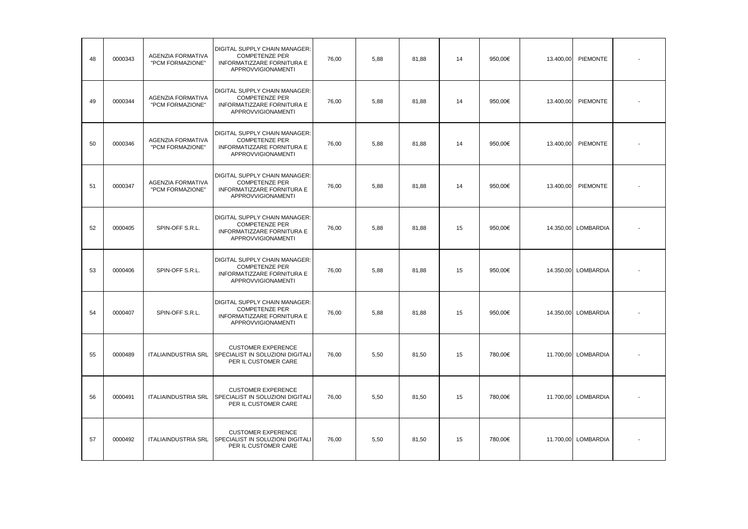| | | | | | | | | | | | |
|---|---|---|---|---|---|---|---|---|---|---|---|
| 48 | 0000343 | AGENZIA FORMATIVA "PCM FORMAZIONE" | DIGITAL SUPPLY CHAIN MANAGER: COMPETENZE PER INFORMATIZZARE FORNITURA E APPROVVIGIONAMENTI | 76,00 | 5,88 | 81,88 | 14 | 950,00€ | 13.400,00 | PIEMONTE | - |
| 49 | 0000344 | AGENZIA FORMATIVA "PCM FORMAZIONE" | DIGITAL SUPPLY CHAIN MANAGER: COMPETENZE PER INFORMATIZZARE FORNITURA E APPROVVIGIONAMENTI | 76,00 | 5,88 | 81,88 | 14 | 950,00€ | 13.400,00 | PIEMONTE | - |
| 50 | 0000346 | AGENZIA FORMATIVA "PCM FORMAZIONE" | DIGITAL SUPPLY CHAIN MANAGER: COMPETENZE PER INFORMATIZZARE FORNITURA E APPROVVIGIONAMENTI | 76,00 | 5,88 | 81,88 | 14 | 950,00€ | 13.400,00 | PIEMONTE | - |
| 51 | 0000347 | AGENZIA FORMATIVA "PCM FORMAZIONE" | DIGITAL SUPPLY CHAIN MANAGER: COMPETENZE PER INFORMATIZZARE FORNITURA E APPROVVIGIONAMENTI | 76,00 | 5,88 | 81,88 | 14 | 950,00€ | 13.400,00 | PIEMONTE | - |
| 52 | 0000405 | SPIN-OFF S.R.L. | DIGITAL SUPPLY CHAIN MANAGER: COMPETENZE PER INFORMATIZZARE FORNITURA E APPROVVIGIONAMENTI | 76,00 | 5,88 | 81,88 | 15 | 950,00€ | 14.350,00 | LOMBARDIA | - |
| 53 | 0000406 | SPIN-OFF S.R.L. | DIGITAL SUPPLY CHAIN MANAGER: COMPETENZE PER INFORMATIZZARE FORNITURA E APPROVVIGIONAMENTI | 76,00 | 5,88 | 81,88 | 15 | 950,00€ | 14.350,00 | LOMBARDIA | - |
| 54 | 0000407 | SPIN-OFF S.R.L. | DIGITAL SUPPLY CHAIN MANAGER: COMPETENZE PER INFORMATIZZARE FORNITURA E APPROVVIGIONAMENTI | 76,00 | 5,88 | 81,88 | 15 | 950,00€ | 14.350,00 | LOMBARDIA | - |
| 55 | 0000489 | ITALIAINDUSTRIA SRL | CUSTOMER EXPERIENCE SPECIALIST IN SOLUZIONI DIGITALI PER IL CUSTOMER CARE | 76,00 | 5,50 | 81,50 | 15 | 780,00€ | 11.700,00 | LOMBARDIA | - |
| 56 | 0000491 | ITALIAINDUSTRIA SRL | CUSTOMER EXPERIENCE SPECIALIST IN SOLUZIONI DIGITALI PER IL CUSTOMER CARE | 76,00 | 5,50 | 81,50 | 15 | 780,00€ | 11.700,00 | LOMBARDIA | - |
| 57 | 0000492 | ITALIAINDUSTRIA SRL | CUSTOMER EXPERIENCE SPECIALIST IN SOLUZIONI DIGITALI PER IL CUSTOMER CARE | 76,00 | 5,50 | 81,50 | 15 | 780,00€ | 11.700,00 | LOMBARDIA | - |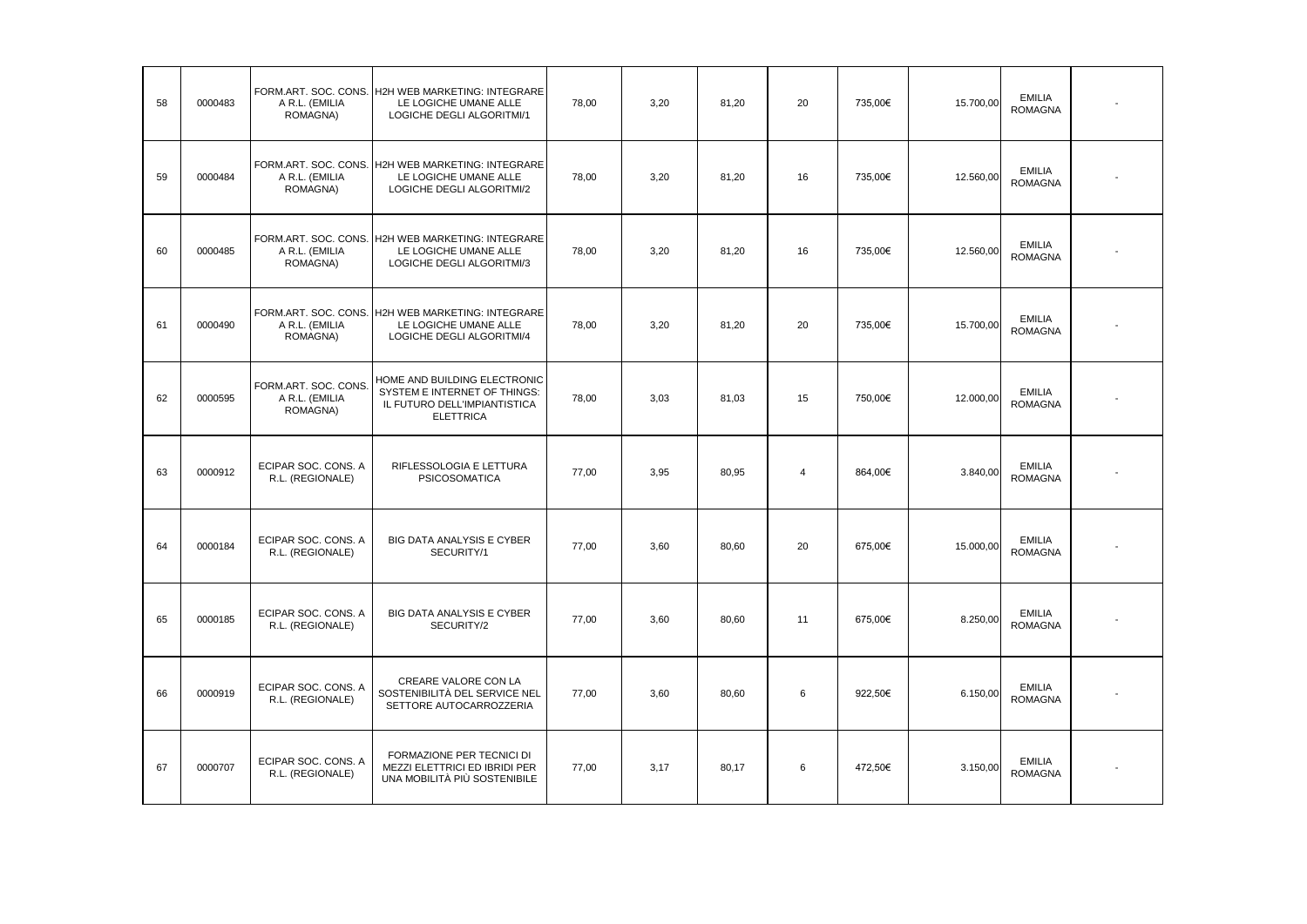| | | | | | | | | | | | |
|---|---|---|---|---|---|---|---|---|---|---|---|
| 58 | 0000483 | FORM.ART. SOC. CONS. A R.L. (EMILIA ROMAGNA) | H2H WEB MARKETING: INTEGRARE LE LOGICHE UMANE ALLE LOGICHE DEGLI ALGORITMI/1 | 78,00 | 3,20 | 81,20 | 20 | 735,00€ | 15.700,00 | EMILIA ROMAGNA | - |
| 59 | 0000484 | FORM.ART. SOC. CONS. A R.L. (EMILIA ROMAGNA) | H2H WEB MARKETING: INTEGRARE LE LOGICHE UMANE ALLE LOGICHE DEGLI ALGORITMI/2 | 78,00 | 3,20 | 81,20 | 16 | 735,00€ | 12.560,00 | EMILIA ROMAGNA | - |
| 60 | 0000485 | FORM.ART. SOC. CONS. A R.L. (EMILIA ROMAGNA) | H2H WEB MARKETING: INTEGRARE LE LOGICHE UMANE ALLE LOGICHE DEGLI ALGORITMI/3 | 78,00 | 3,20 | 81,20 | 16 | 735,00€ | 12.560,00 | EMILIA ROMAGNA | - |
| 61 | 0000490 | FORM.ART. SOC. CONS. A R.L. (EMILIA ROMAGNA) | H2H WEB MARKETING: INTEGRARE LE LOGICHE UMANE ALLE LOGICHE DEGLI ALGORITMI/4 | 78,00 | 3,20 | 81,20 | 20 | 735,00€ | 15.700,00 | EMILIA ROMAGNA | - |
| 62 | 0000595 | FORM.ART. SOC. CONS. A R.L. (EMILIA ROMAGNA) | HOME AND BUILDING ELECTRONIC SYSTEM E INTERNET OF THINGS: IL FUTURO DELL'IMPIANTISTICA ELETTRICA | 78,00 | 3,03 | 81,03 | 15 | 750,00€ | 12.000,00 | EMILIA ROMAGNA | - |
| 63 | 0000912 | ECIPAR SOC. CONS. A R.L. (REGIONALE) | RIFLESSOLOGIA E LETTURA PSICOSOMATICA | 77,00 | 3,95 | 80,95 | 4 | 864,00€ | 3.840,00 | EMILIA ROMAGNA | - |
| 64 | 0000184 | ECIPAR SOC. CONS. A R.L. (REGIONALE) | BIG DATA ANALYSIS E CYBER SECURITY/1 | 77,00 | 3,60 | 80,60 | 20 | 675,00€ | 15.000,00 | EMILIA ROMAGNA | - |
| 65 | 0000185 | ECIPAR SOC. CONS. A R.L. (REGIONALE) | BIG DATA ANALYSIS E CYBER SECURITY/2 | 77,00 | 3,60 | 80,60 | 11 | 675,00€ | 8.250,00 | EMILIA ROMAGNA | - |
| 66 | 0000919 | ECIPAR SOC. CONS. A R.L. (REGIONALE) | CREARE VALORE CON LA SOSTENIBILITÀ DEL SERVICE NEL SETTORE AUTOCARROZZERIA | 77,00 | 3,60 | 80,60 | 6 | 922,50€ | 6.150,00 | EMILIA ROMAGNA | - |
| 67 | 0000707 | ECIPAR SOC. CONS. A R.L. (REGIONALE) | FORMAZIONE PER TECNICI DI MEZZI ELETTRICI ED IBRIDI PER UNA MOBILITÀ PIÙ SOSTENIBILE | 77,00 | 3,17 | 80,17 | 6 | 472,50€ | 3.150,00 | EMILIA ROMAGNA | - |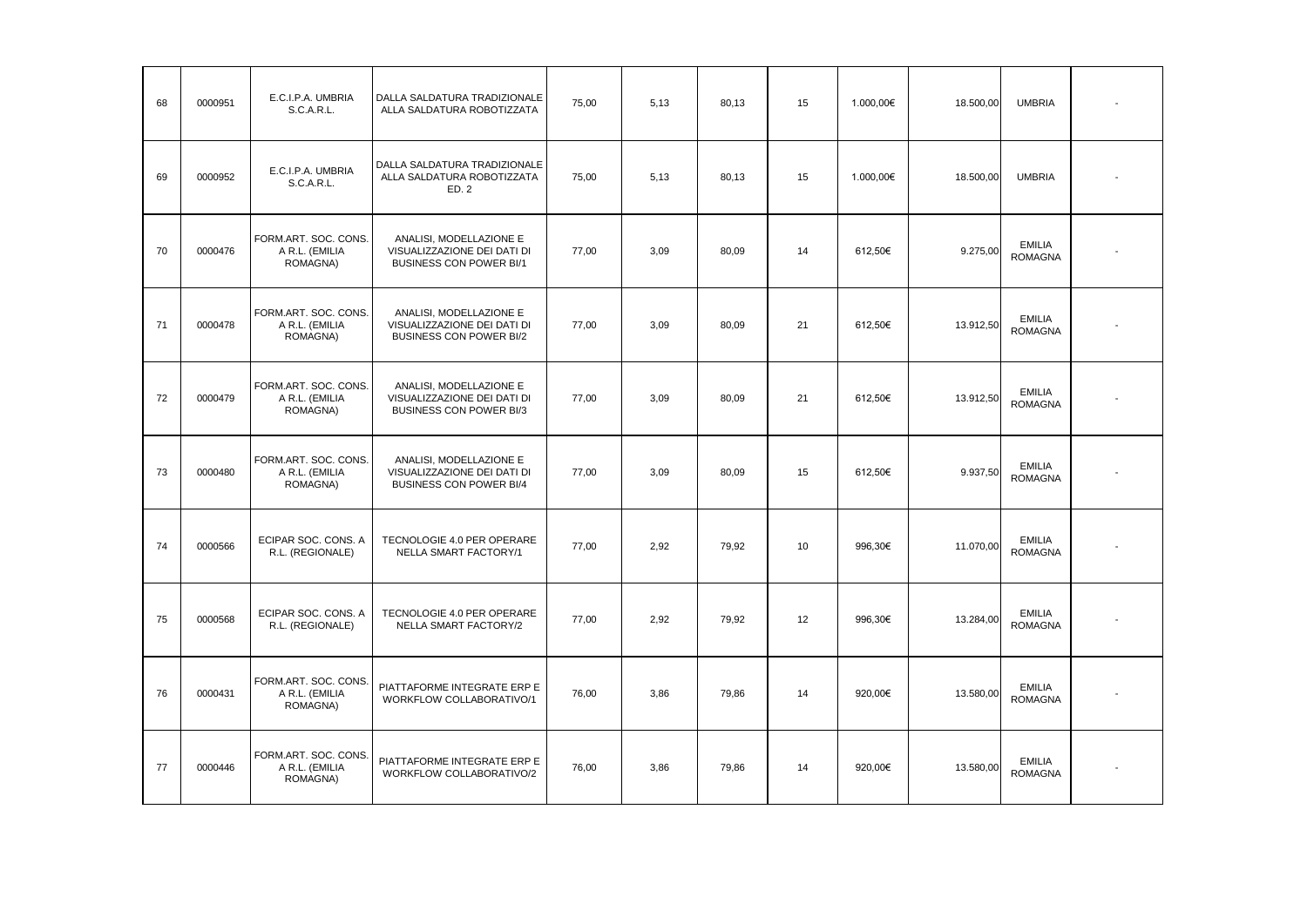| | | | | | | | | | | | |
|---|---|---|---|---|---|---|---|---|---|---|---|
| 68 | 0000951 | E.C.I.P.A. UMBRIA S.C.A.R.L. | DALLA SALDATURA TRADIZIONALE ALLA SALDATURA ROBOTIZZATA | 75,00 | 5,13 | 80,13 | 15 | 1.000,00€ | 18.500,00 | UMBRIA | - |
| 69 | 0000952 | E.C.I.P.A. UMBRIA S.C.A.R.L. | DALLA SALDATURA TRADIZIONALE ALLA SALDATURA ROBOTIZZATA ED. 2 | 75,00 | 5,13 | 80,13 | 15 | 1.000,00€ | 18.500,00 | UMBRIA | - |
| 70 | 0000476 | FORM.ART. SOC. CONS. A R.L. (EMILIA ROMAGNA) | ANALISI, MODELLAZIONE E VISUALIZZAZIONE DEI DATI DI BUSINESS CON POWER BI/1 | 77,00 | 3,09 | 80,09 | 14 | 612,50€ | 9.275,00 | EMILIA ROMAGNA | - |
| 71 | 0000478 | FORM.ART. SOC. CONS. A R.L. (EMILIA ROMAGNA) | ANALISI, MODELLAZIONE E VISUALIZZAZIONE DEI DATI DI BUSINESS CON POWER BI/2 | 77,00 | 3,09 | 80,09 | 21 | 612,50€ | 13.912,50 | EMILIA ROMAGNA | - |
| 72 | 0000479 | FORM.ART. SOC. CONS. A R.L. (EMILIA ROMAGNA) | ANALISI, MODELLAZIONE E VISUALIZZAZIONE DEI DATI DI BUSINESS CON POWER BI/3 | 77,00 | 3,09 | 80,09 | 21 | 612,50€ | 13.912,50 | EMILIA ROMAGNA | - |
| 73 | 0000480 | FORM.ART. SOC. CONS. A R.L. (EMILIA ROMAGNA) | ANALISI, MODELLAZIONE E VISUALIZZAZIONE DEI DATI DI BUSINESS CON POWER BI/4 | 77,00 | 3,09 | 80,09 | 15 | 612,50€ | 9.937,50 | EMILIA ROMAGNA | - |
| 74 | 0000566 | ECIPAR SOC. CONS. A R.L. (REGIONALE) | TECNOLOGIE 4.0 PER OPERARE NELLA SMART FACTORY/1 | 77,00 | 2,92 | 79,92 | 10 | 996,30€ | 11.070,00 | EMILIA ROMAGNA | - |
| 75 | 0000568 | ECIPAR SOC. CONS. A R.L. (REGIONALE) | TECNOLOGIE 4.0 PER OPERARE NELLA SMART FACTORY/2 | 77,00 | 2,92 | 79,92 | 12 | 996,30€ | 13.284,00 | EMILIA ROMAGNA | - |
| 76 | 0000431 | FORM.ART. SOC. CONS. A R.L. (EMILIA ROMAGNA) | PIATTAFORME INTEGRATE ERP E WORKFLOW COLLABORATIVO/1 | 76,00 | 3,86 | 79,86 | 14 | 920,00€ | 13.580,00 | EMILIA ROMAGNA | - |
| 77 | 0000446 | FORM.ART. SOC. CONS. A R.L. (EMILIA ROMAGNA) | PIATTAFORME INTEGRATE ERP E WORKFLOW COLLABORATIVO/2 | 76,00 | 3,86 | 79,86 | 14 | 920,00€ | 13.580,00 | EMILIA ROMAGNA | - |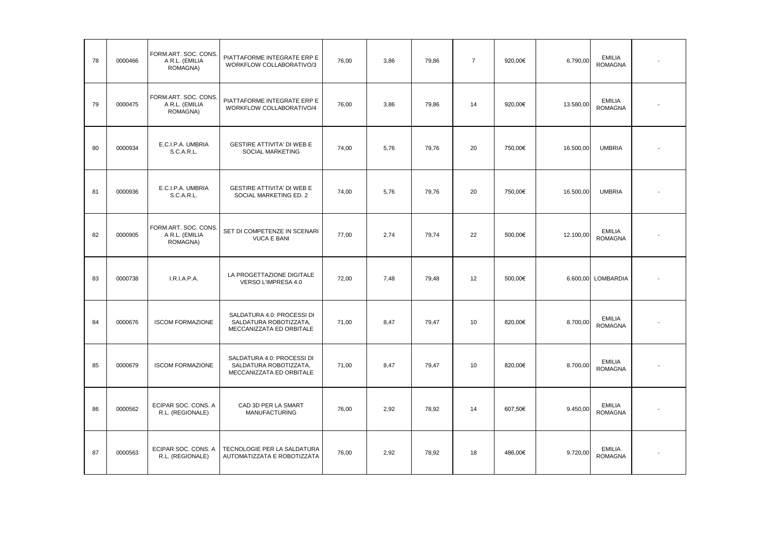| 78 | 0000466 | FORM.ART. SOC. CONS. A R.L. (EMILIA ROMAGNA) | PIATTAFORME INTEGRATE ERP E WORKFLOW COLLABORATIVO/3 | 76,00 | 3,86 | 79,86 | 7 | 920,00€ | 6.790,00 | EMILIA ROMAGNA | - |
|---|---|---|---|---|---|---|---|---|---|---|---|
| 79 | 0000475 | FORM.ART. SOC. CONS. A R.L. (EMILIA ROMAGNA) | PIATTAFORME INTEGRATE ERP E WORKFLOW COLLABORATIVO/4 | 76,00 | 3,86 | 79,86 | 14 | 920,00€ | 13.580,00 | EMILIA ROMAGNA | - |
| 80 | 0000934 | E.C.I.P.A. UMBRIA S.C.A.R.L. | GESTIRE ATTIVITA' DI WEB E SOCIAL MARKETING | 74,00 | 5,76 | 79,76 | 20 | 750,00€ | 16.500,00 | UMBRIA | - |
| 81 | 0000936 | E.C.I.P.A. UMBRIA S.C.A.R.L. | GESTIRE ATTIVITA' DI WEB E SOCIAL MARKETING ED. 2 | 74,00 | 5,76 | 79,76 | 20 | 750,00€ | 16.500,00 | UMBRIA | - |
| 82 | 0000905 | FORM.ART. SOC. CONS. A R.L. (EMILIA ROMAGNA) | SET DI COMPETENZE IN SCENARI VUCA E BANI | 77,00 | 2,74 | 79,74 | 22 | 500,00€ | 12.100,00 | EMILIA ROMAGNA | - |
| 83 | 0000738 | I.R.I.A.P.A. | LA PROGETTAZIONE DIGITALE VERSO L'IMPRESA 4.0 | 72,00 | 7,48 | 79,48 | 12 | 500,00€ | 6.600,00 | LOMBARDIA | - |
| 84 | 0000676 | ISCOM FORMAZIONE | SALDATURA 4.0: PROCESSI DI SALDATURA ROBOTIZZATA, MECCANIZZATA ED ORBITALE | 71,00 | 8,47 | 79,47 | 10 | 820,00€ | 8.700,00 | EMILIA ROMAGNA | - |
| 85 | 0000679 | ISCOM FORMAZIONE | SALDATURA 4.0: PROCESSI DI SALDATURA ROBOTIZZATA, MECCANIZZATA ED ORBITALE | 71,00 | 8,47 | 79,47 | 10 | 820,00€ | 8.700,00 | EMILIA ROMAGNA | - |
| 86 | 0000562 | ECIPAR SOC. CONS. A R.L. (REGIONALE) | CAD 3D PER LA SMART MANUFACTURING | 76,00 | 2,92 | 78,92 | 14 | 607,50€ | 9.450,00 | EMILIA ROMAGNA | - |
| 87 | 0000563 | ECIPAR SOC. CONS. A R.L. (REGIONALE) | TECNOLOGIE PER LA SALDATURA AUTOMATIZZATA E ROBOTIZZATA | 76,00 | 2,92 | 78,92 | 18 | 486,00€ | 9.720,00 | EMILIA ROMAGNA | - |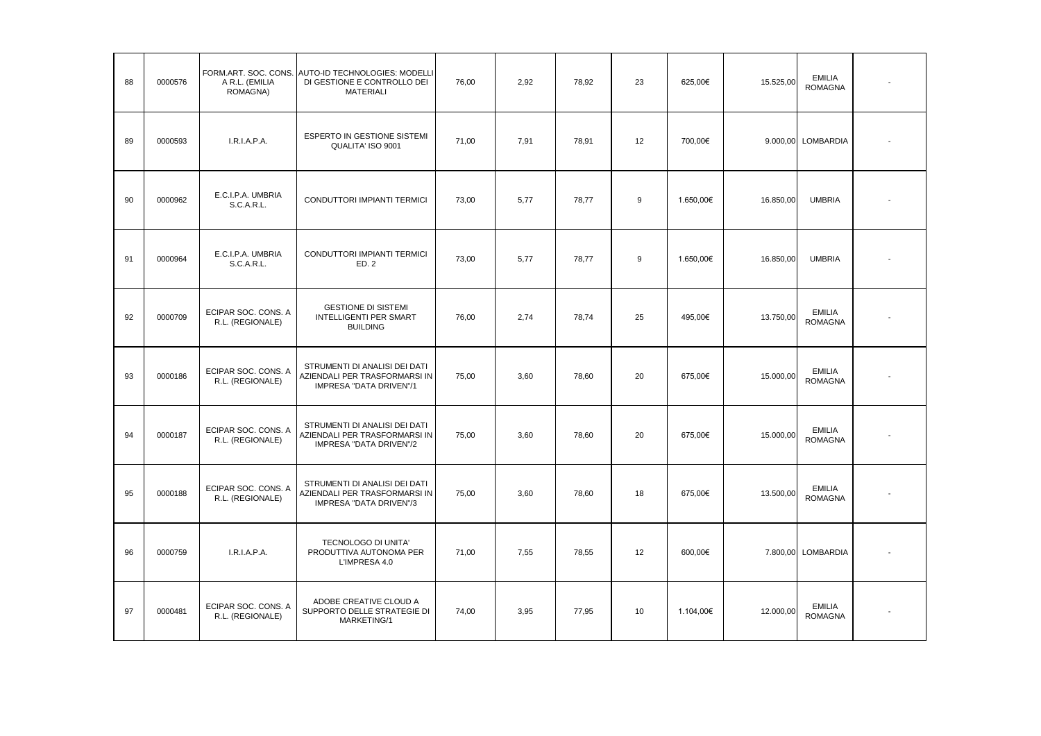| | | | | | | | | | | | |
|---|---|---|---|---|---|---|---|---|---|---|---|
| 88 | 0000576 | FORM.ART. SOC. CONS. A R.L. (EMILIA ROMAGNA) | AUTO-ID TECHNOLOGIES: MODELLI DI GESTIONE E CONTROLLO DEI MATERIALI | 76,00 | 2,92 | 78,92 | 23 | 625,00€ | 15.525,00 | EMILIA ROMAGNA | - |
| 89 | 0000593 | I.R.I.A.P.A. | ESPERTO IN GESTIONE SISTEMI QUALITA' ISO 9001 | 71,00 | 7,91 | 78,91 | 12 | 700,00€ | 9.000,00 | LOMBARDIA | - |
| 90 | 0000962 | E.C.I.P.A. UMBRIA S.C.A.R.L. | CONDUTTORI IMPIANTI TERMICI | 73,00 | 5,77 | 78,77 | 9 | 1.650,00€ | 16.850,00 | UMBRIA | - |
| 91 | 0000964 | E.C.I.P.A. UMBRIA S.C.A.R.L. | CONDUTTORI IMPIANTI TERMICI ED. 2 | 73,00 | 5,77 | 78,77 | 9 | 1.650,00€ | 16.850,00 | UMBRIA | - |
| 92 | 0000709 | ECIPAR SOC. CONS. A R.L. (REGIONALE) | GESTIONE DI SISTEMI INTELLIGENTI PER SMART BUILDING | 76,00 | 2,74 | 78,74 | 25 | 495,00€ | 13.750,00 | EMILIA ROMAGNA | - |
| 93 | 0000186 | ECIPAR SOC. CONS. A R.L. (REGIONALE) | STRUMENTI DI ANALISI DEI DATI AZIENDALI PER TRASFORMARSI IN IMPRESA "DATA DRIVEN"/1 | 75,00 | 3,60 | 78,60 | 20 | 675,00€ | 15.000,00 | EMILIA ROMAGNA | - |
| 94 | 0000187 | ECIPAR SOC. CONS. A R.L. (REGIONALE) | STRUMENTI DI ANALISI DEI DATI AZIENDALI PER TRASFORMARSI IN IMPRESA "DATA DRIVEN"/2 | 75,00 | 3,60 | 78,60 | 20 | 675,00€ | 15.000,00 | EMILIA ROMAGNA | - |
| 95 | 0000188 | ECIPAR SOC. CONS. A R.L. (REGIONALE) | STRUMENTI DI ANALISI DEI DATI AZIENDALI PER TRASFORMARSI IN IMPRESA "DATA DRIVEN"/3 | 75,00 | 3,60 | 78,60 | 18 | 675,00€ | 13.500,00 | EMILIA ROMAGNA | - |
| 96 | 0000759 | I.R.I.A.P.A. | TECNOLOGO DI UNITA' PRODUTTIVA AUTONOMA PER L'IMPRESA 4.0 | 71,00 | 7,55 | 78,55 | 12 | 600,00€ | 7.800,00 | LOMBARDIA | - |
| 97 | 0000481 | ECIPAR SOC. CONS. A R.L. (REGIONALE) | ADOBE CREATIVE CLOUD A SUPPORTO DELLE STRATEGIE DI MARKETING/1 | 74,00 | 3,95 | 77,95 | 10 | 1.104,00€ | 12.000,00 | EMILIA ROMAGNA | - |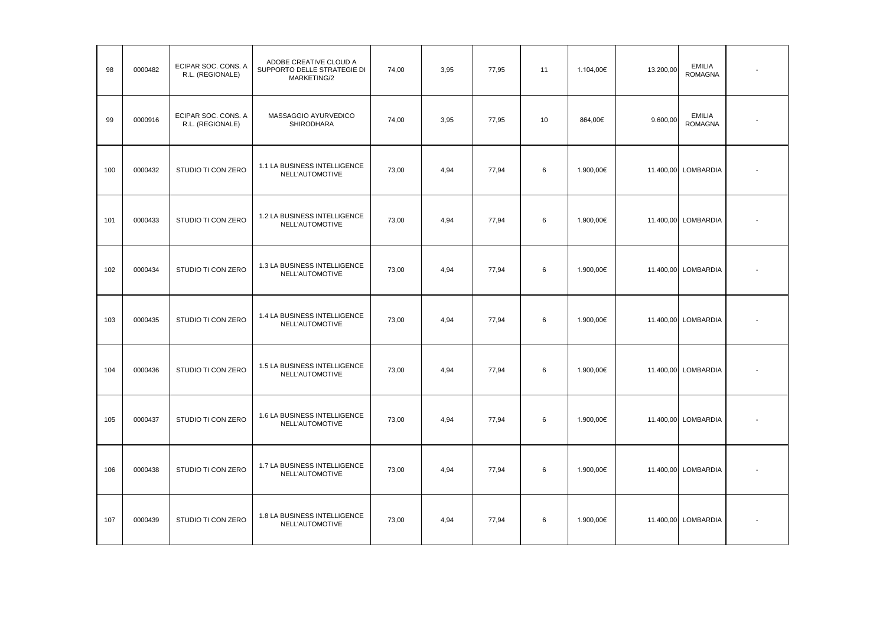| 98 | 0000482 | ECIPAR SOC. CONS. A R.L. (REGIONALE) | ADOBE CREATIVE CLOUD A SUPPORTO DELLE STRATEGIE DI MARKETING/2 | 74,00 | 3,95 | 77,95 | 11 | 1.104,00€ | 13.200,00 | EMILIA ROMAGNA | - |
|---|---|---|---|---|---|---|---|---|---|---|---|
| 99 | 0000916 | ECIPAR SOC. CONS. A R.L. (REGIONALE) | MASSAGGIO AYURVEDICO SHIRODHARA | 74,00 | 3,95 | 77,95 | 10 | 864,00€ | 9.600,00 | EMILIA ROMAGNA | - |
| 100 | 0000432 | STUDIO TI CON ZERO | 1.1 LA BUSINESS INTELLIGENCE NELL'AUTOMOTIVE | 73,00 | 4,94 | 77,94 | 6 | 1.900,00€ | 11.400,00 | LOMBARDIA | - |
| 101 | 0000433 | STUDIO TI CON ZERO | 1.2 LA BUSINESS INTELLIGENCE NELL'AUTOMOTIVE | 73,00 | 4,94 | 77,94 | 6 | 1.900,00€ | 11.400,00 | LOMBARDIA | - |
| 102 | 0000434 | STUDIO TI CON ZERO | 1.3 LA BUSINESS INTELLIGENCE NELL'AUTOMOTIVE | 73,00 | 4,94 | 77,94 | 6 | 1.900,00€ | 11.400,00 | LOMBARDIA | - |
| 103 | 0000435 | STUDIO TI CON ZERO | 1.4 LA BUSINESS INTELLIGENCE NELL'AUTOMOTIVE | 73,00 | 4,94 | 77,94 | 6 | 1.900,00€ | 11.400,00 | LOMBARDIA | - |
| 104 | 0000436 | STUDIO TI CON ZERO | 1.5 LA BUSINESS INTELLIGENCE NELL'AUTOMOTIVE | 73,00 | 4,94 | 77,94 | 6 | 1.900,00€ | 11.400,00 | LOMBARDIA | - |
| 105 | 0000437 | STUDIO TI CON ZERO | 1.6 LA BUSINESS INTELLIGENCE NELL'AUTOMOTIVE | 73,00 | 4,94 | 77,94 | 6 | 1.900,00€ | 11.400,00 | LOMBARDIA | - |
| 106 | 0000438 | STUDIO TI CON ZERO | 1.7 LA BUSINESS INTELLIGENCE NELL'AUTOMOTIVE | 73,00 | 4,94 | 77,94 | 6 | 1.900,00€ | 11.400,00 | LOMBARDIA | - |
| 107 | 0000439 | STUDIO TI CON ZERO | 1.8 LA BUSINESS INTELLIGENCE NELL'AUTOMOTIVE | 73,00 | 4,94 | 77,94 | 6 | 1.900,00€ | 11.400,00 | LOMBARDIA | - |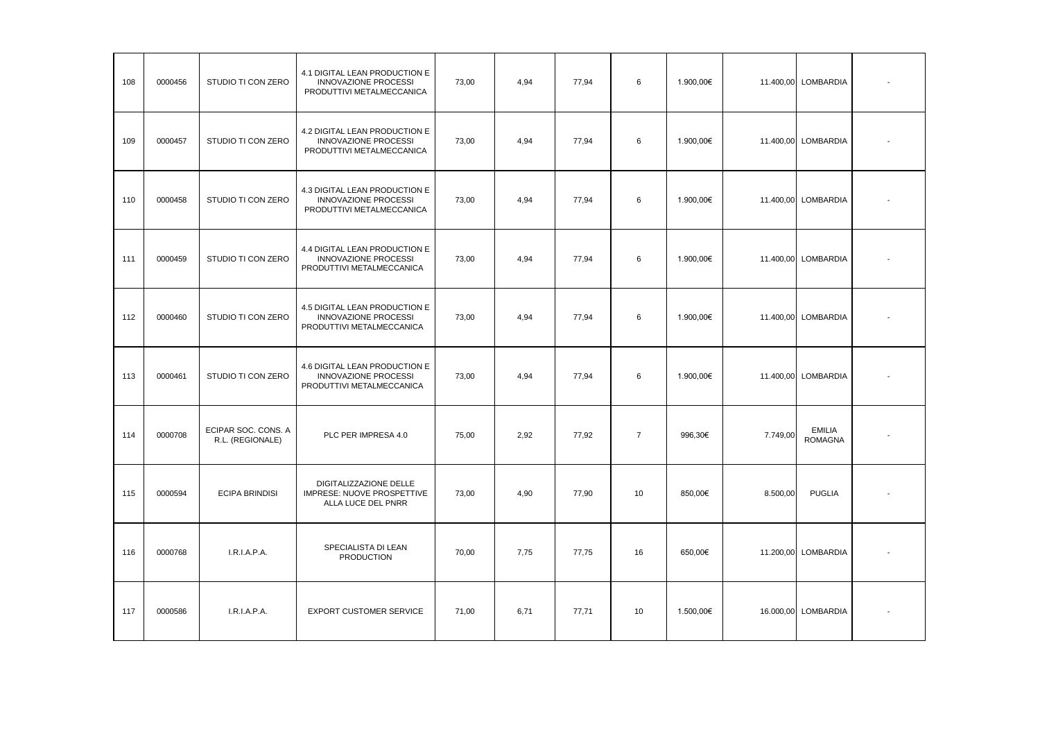| | | | | | | | | | | | |
|---|---|---|---|---|---|---|---|---|---|---|---|
| 108 | 0000456 | STUDIO TI CON ZERO | 4.1 DIGITAL LEAN PRODUCTION E INNOVAZIONE PROCESSI PRODUTTIVI METALMECCANICA | 73,00 | 4,94 | 77,94 | 6 | 1.900,00€ | 11.400,00 | LOMBARDIA | - |
| 109 | 0000457 | STUDIO TI CON ZERO | 4.2 DIGITAL LEAN PRODUCTION E INNOVAZIONE PROCESSI PRODUTTIVI METALMECCANICA | 73,00 | 4,94 | 77,94 | 6 | 1.900,00€ | 11.400,00 | LOMBARDIA | - |
| 110 | 0000458 | STUDIO TI CON ZERO | 4.3 DIGITAL LEAN PRODUCTION E INNOVAZIONE PROCESSI PRODUTTIVI METALMECCANICA | 73,00 | 4,94 | 77,94 | 6 | 1.900,00€ | 11.400,00 | LOMBARDIA | - |
| 111 | 0000459 | STUDIO TI CON ZERO | 4.4 DIGITAL LEAN PRODUCTION E INNOVAZIONE PROCESSI PRODUTTIVI METALMECCANICA | 73,00 | 4,94 | 77,94 | 6 | 1.900,00€ | 11.400,00 | LOMBARDIA | - |
| 112 | 0000460 | STUDIO TI CON ZERO | 4.5 DIGITAL LEAN PRODUCTION E INNOVAZIONE PROCESSI PRODUTTIVI METALMECCANICA | 73,00 | 4,94 | 77,94 | 6 | 1.900,00€ | 11.400,00 | LOMBARDIA | - |
| 113 | 0000461 | STUDIO TI CON ZERO | 4.6 DIGITAL LEAN PRODUCTION E INNOVAZIONE PROCESSI PRODUTTIVI METALMECCANICA | 73,00 | 4,94 | 77,94 | 6 | 1.900,00€ | 11.400,00 | LOMBARDIA | - |
| 114 | 0000708 | ECIPAR SOC. CONS. A R.L. (REGIONALE) | PLC PER IMPRESA 4.0 | 75,00 | 2,92 | 77,92 | 7 | 996,30€ | 7.749,00 | EMILIA ROMAGNA | - |
| 115 | 0000594 | ECIPA BRINDISI | DIGITALIZZAZIONE DELLE IMPRESE: NUOVE PROSPETTIVE ALLA LUCE DEL PNRR | 73,00 | 4,90 | 77,90 | 10 | 850,00€ | 8.500,00 | PUGLIA | - |
| 116 | 0000768 | I.R.I.A.P.A. | SPECIALISTA DI LEAN PRODUCTION | 70,00 | 7,75 | 77,75 | 16 | 650,00€ | 11.200,00 | LOMBARDIA | - |
| 117 | 0000586 | I.R.I.A.P.A. | EXPORT CUSTOMER SERVICE | 71,00 | 6,71 | 77,71 | 10 | 1.500,00€ | 16.000,00 | LOMBARDIA | - |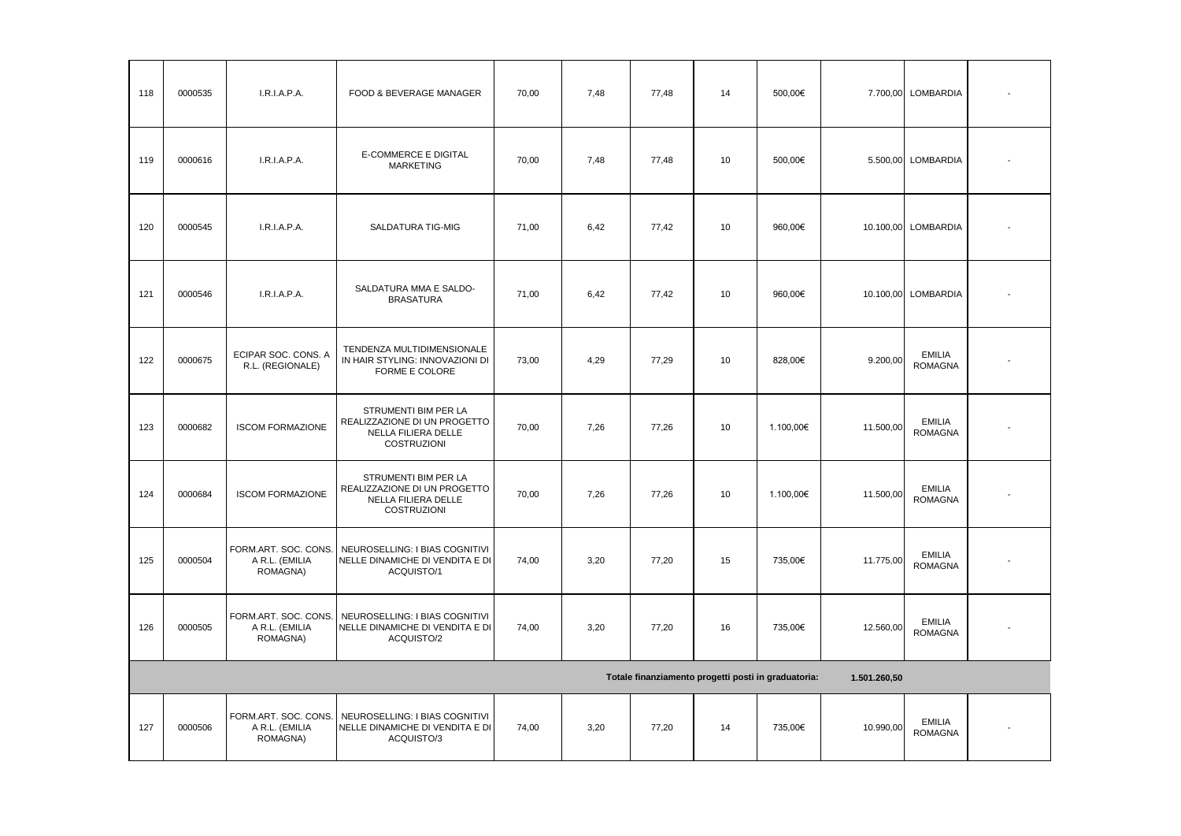| | | | | | | | | | | | |
|---|---|---|---|---|---|---|---|---|---|---|---|
| 118 | 0000535 | I.R.I.A.P.A. | FOOD & BEVERAGE MANAGER | 70,00 | 7,48 | 77,48 | 14 | 500,00€ | 7.700,00 | LOMBARDIA | - |
| 119 | 0000616 | I.R.I.A.P.A. | E-COMMERCE E DIGITAL MARKETING | 70,00 | 7,48 | 77,48 | 10 | 500,00€ | 5.500,00 | LOMBARDIA | - |
| 120 | 0000545 | I.R.I.A.P.A. | SALDATURA TIG-MIG | 71,00 | 6,42 | 77,42 | 10 | 960,00€ | 10.100,00 | LOMBARDIA | - |
| 121 | 0000546 | I.R.I.A.P.A. | SALDATURA MMA E SALDO-BRASATURA | 71,00 | 6,42 | 77,42 | 10 | 960,00€ | 10.100,00 | LOMBARDIA | - |
| 122 | 0000675 | ECIPAR SOC. CONS. A R.L. (REGIONALE) | TENDENZA MULTIDIMENSIONALE IN HAIR STYLING: INNOVAZIONI DI FORME E COLORE | 73,00 | 4,29 | 77,29 | 10 | 828,00€ | 9.200,00 | EMILIA ROMAGNA | - |
| 123 | 0000682 | ISCOM FORMAZIONE | STRUMENTI BIM PER LA REALIZZAZIONE DI UN PROGETTO NELLA FILIERA DELLE COSTRUZIONI | 70,00 | 7,26 | 77,26 | 10 | 1.100,00€ | 11.500,00 | EMILIA ROMAGNA | - |
| 124 | 0000684 | ISCOM FORMAZIONE | STRUMENTI BIM PER LA REALIZZAZIONE DI UN PROGETTO NELLA FILIERA DELLE COSTRUZIONI | 70,00 | 7,26 | 77,26 | 10 | 1.100,00€ | 11.500,00 | EMILIA ROMAGNA | - |
| 125 | 0000504 | FORM.ART. SOC. CONS. A R.L. (EMILIA ROMAGNA) | NEUROSELLING: I BIAS COGNITIVI NELLE DINAMICHE DI VENDITA E DI ACQUISTO/1 | 74,00 | 3,20 | 77,20 | 15 | 735,00€ | 11.775,00 | EMILIA ROMAGNA | - |
| 126 | 0000505 | FORM.ART. SOC. CONS. A R.L. (EMILIA ROMAGNA) | NEUROSELLING: I BIAS COGNITIVI NELLE DINAMICHE DI VENDITA E DI ACQUISTO/2 | 74,00 | 3,20 | 77,20 | 16 | 735,00€ | 12.560,00 | EMILIA ROMAGNA | - |
| | | | | | | | Totale finanziamento progetti posti in graduatoria: | | 1.501.260,50 | | |
| 127 | 0000506 | FORM.ART. SOC. CONS. A R.L. (EMILIA ROMAGNA) | NEUROSELLING: I BIAS COGNITIVI NELLE DINAMICHE DI VENDITA E DI ACQUISTO/3 | 74,00 | 3,20 | 77,20 | 14 | 735,00€ | 10.990,00 | EMILIA ROMAGNA | - |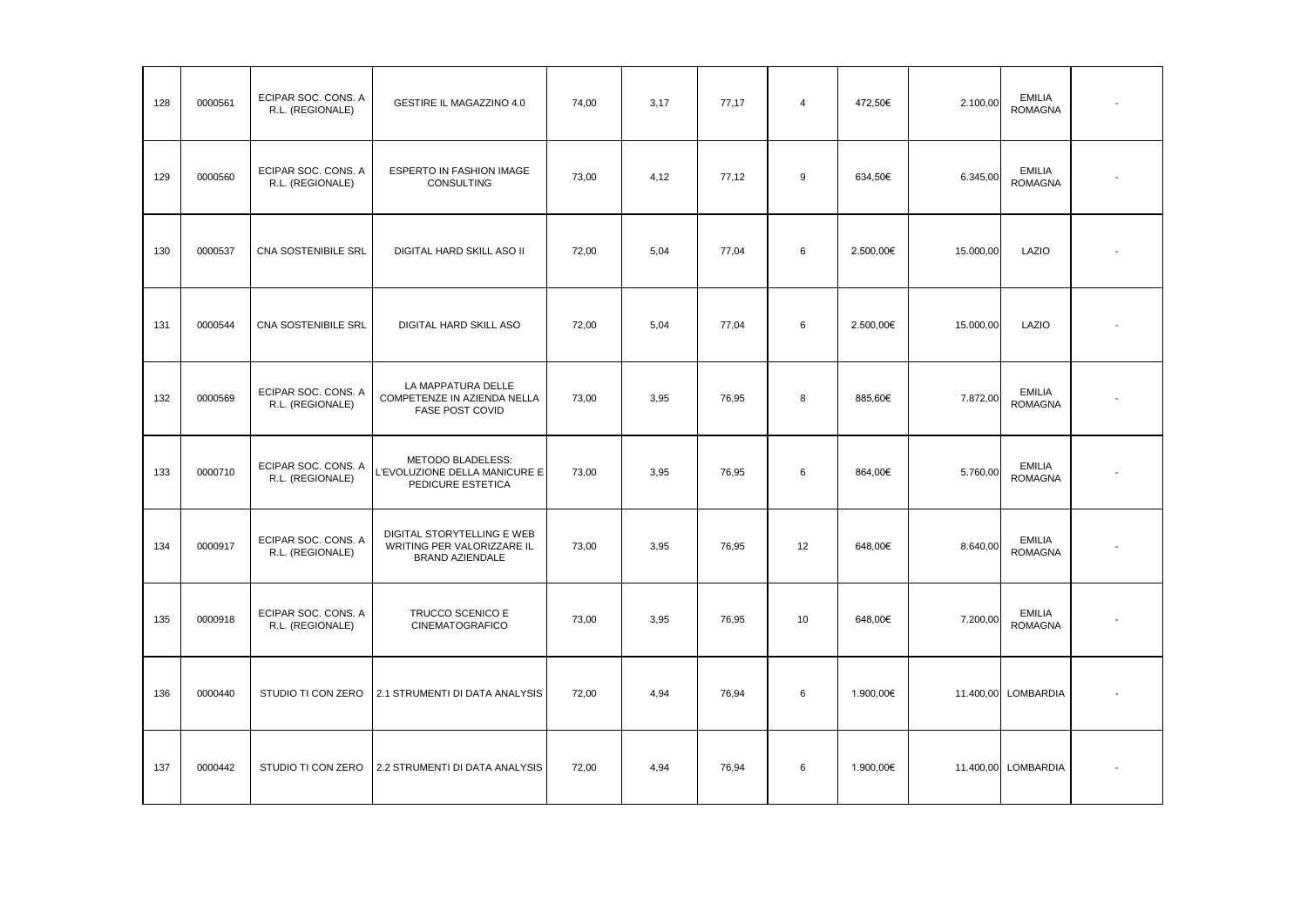| 128 | 0000561 | ECIPAR SOC. CONS. A R.L. (REGIONALE) | GESTIRE IL MAGAZZINO 4.0 | 74,00 | 3,17 | 77,17 | 4 | 472,50€ | 2.100,00 | EMILIA ROMAGNA | - |
|---|---|---|---|---|---|---|---|---|---|---|---|
| 129 | 0000560 | ECIPAR SOC. CONS. A R.L. (REGIONALE) | ESPERTO IN FASHION IMAGE CONSULTING | 73,00 | 4,12 | 77,12 | 9 | 634,50€ | 6.345,00 | EMILIA ROMAGNA | - |
| 130 | 0000537 | CNA SOSTENIBILE SRL | DIGITAL HARD SKILL ASO II | 72,00 | 5,04 | 77,04 | 6 | 2.500,00€ | 15.000,00 | LAZIO | - |
| 131 | 0000544 | CNA SOSTENIBILE SRL | DIGITAL HARD SKILL ASO | 72,00 | 5,04 | 77,04 | 6 | 2.500,00€ | 15.000,00 | LAZIO | - |
| 132 | 0000569 | ECIPAR SOC. CONS. A R.L. (REGIONALE) | LA MAPPATURA DELLE COMPETENZE IN AZIENDA NELLA FASE POST COVID | 73,00 | 3,95 | 76,95 | 8 | 885,60€ | 7.872,00 | EMILIA ROMAGNA | - |
| 133 | 0000710 | ECIPAR SOC. CONS. A R.L. (REGIONALE) | METODO BLADELESS: L'EVOLUZIONE DELLA MANICURE E PEDICURE ESTETICA | 73,00 | 3,95 | 76,95 | 6 | 864,00€ | 5.760,00 | EMILIA ROMAGNA | - |
| 134 | 0000917 | ECIPAR SOC. CONS. A R.L. (REGIONALE) | DIGITAL STORYTELLING E WEB WRITING PER VALORIZZARE IL BRAND AZIENDALE | 73,00 | 3,95 | 76,95 | 12 | 648,00€ | 8.640,00 | EMILIA ROMAGNA | - |
| 135 | 0000918 | ECIPAR SOC. CONS. A R.L. (REGIONALE) | TRUCCO SCENICO E CINEMATOGRAFICO | 73,00 | 3,95 | 76,95 | 10 | 648,00€ | 7.200,00 | EMILIA ROMAGNA | - |
| 136 | 0000440 | STUDIO TI CON ZERO | 2.1 STRUMENTI DI DATA ANALYSIS | 72,00 | 4,94 | 76,94 | 6 | 1.900,00€ | 11.400,00 | LOMBARDIA | - |
| 137 | 0000442 | STUDIO TI CON ZERO | 2.2 STRUMENTI DI DATA ANALYSIS | 72,00 | 4,94 | 76,94 | 6 | 1.900,00€ | 11.400,00 | LOMBARDIA | - |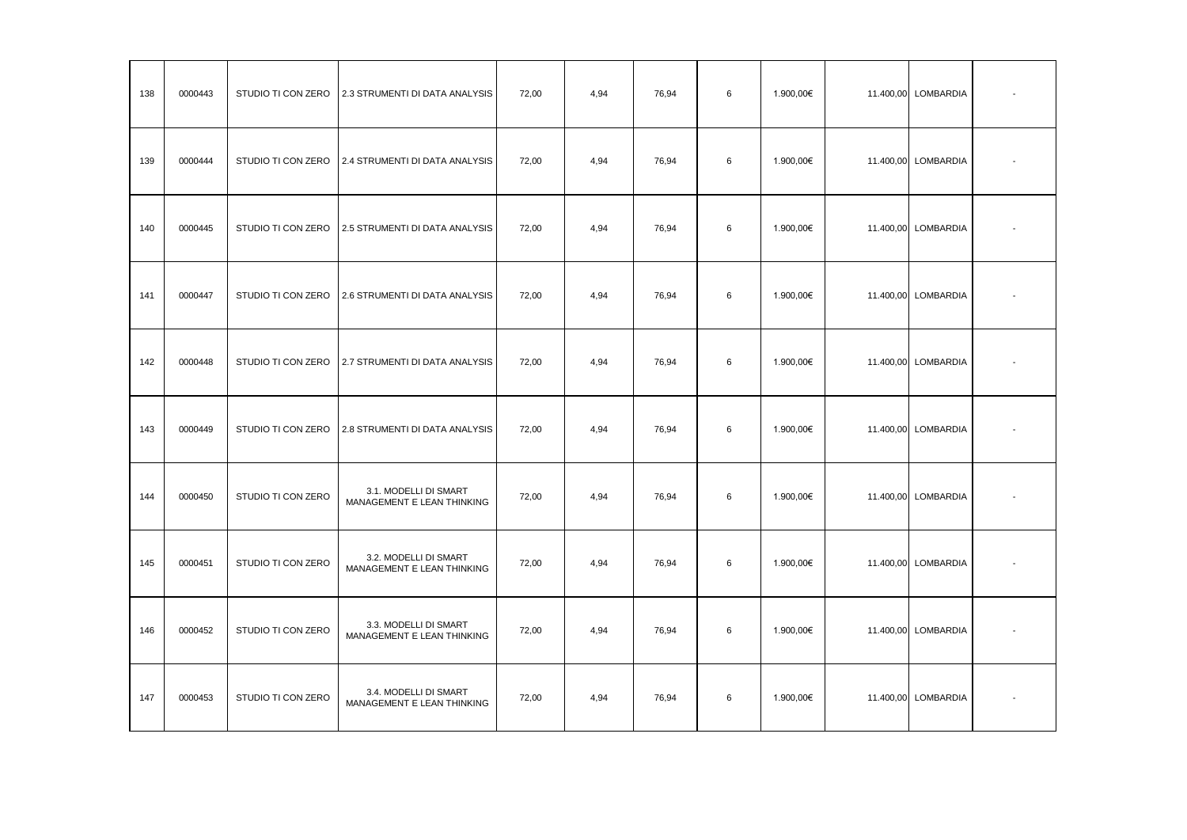| 138 | 0000443 | STUDIO TI CON ZERO | 2.3 STRUMENTI DI DATA ANALYSIS | 72,00 | 4,94 | 76,94 | 6 | 1.900,00€ | 11.400,00 | LOMBARDIA | - |
|---|---|---|---|---|---|---|---|---|---|---|---|
| 139 | 0000444 | STUDIO TI CON ZERO | 2.4 STRUMENTI DI DATA ANALYSIS | 72,00 | 4,94 | 76,94 | 6 | 1.900,00€ | 11.400,00 | LOMBARDIA | - |
| 140 | 0000445 | STUDIO TI CON ZERO | 2.5 STRUMENTI DI DATA ANALYSIS | 72,00 | 4,94 | 76,94 | 6 | 1.900,00€ | 11.400,00 | LOMBARDIA | - |
| 141 | 0000447 | STUDIO TI CON ZERO | 2.6 STRUMENTI DI DATA ANALYSIS | 72,00 | 4,94 | 76,94 | 6 | 1.900,00€ | 11.400,00 | LOMBARDIA | - |
| 142 | 0000448 | STUDIO TI CON ZERO | 2.7 STRUMENTI DI DATA ANALYSIS | 72,00 | 4,94 | 76,94 | 6 | 1.900,00€ | 11.400,00 | LOMBARDIA | - |
| 143 | 0000449 | STUDIO TI CON ZERO | 2.8 STRUMENTI DI DATA ANALYSIS | 72,00 | 4,94 | 76,94 | 6 | 1.900,00€ | 11.400,00 | LOMBARDIA | - |
| 144 | 0000450 | STUDIO TI CON ZERO | 3.1. MODELLI DI SMART MANAGEMENT E LEAN THINKING | 72,00 | 4,94 | 76,94 | 6 | 1.900,00€ | 11.400,00 | LOMBARDIA | - |
| 145 | 0000451 | STUDIO TI CON ZERO | 3.2. MODELLI DI SMART MANAGEMENT E LEAN THINKING | 72,00 | 4,94 | 76,94 | 6 | 1.900,00€ | 11.400,00 | LOMBARDIA | - |
| 146 | 0000452 | STUDIO TI CON ZERO | 3.3. MODELLI DI SMART MANAGEMENT E LEAN THINKING | 72,00 | 4,94 | 76,94 | 6 | 1.900,00€ | 11.400,00 | LOMBARDIA | - |
| 147 | 0000453 | STUDIO TI CON ZERO | 3.4. MODELLI DI SMART MANAGEMENT E LEAN THINKING | 72,00 | 4,94 | 76,94 | 6 | 1.900,00€ | 11.400,00 | LOMBARDIA | - |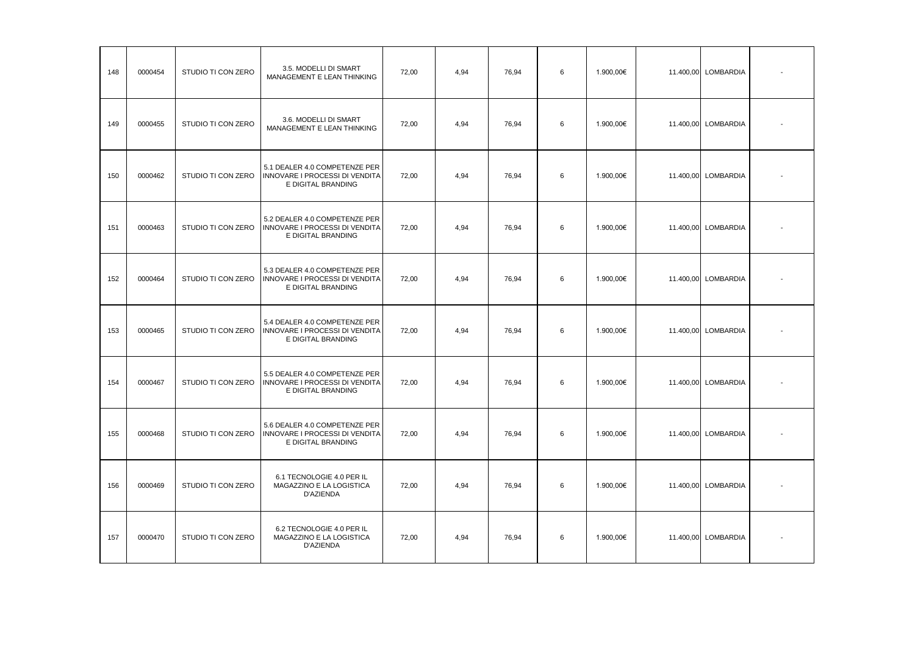| | | | | | | | | | | | |
|---|---|---|---|---|---|---|---|---|---|---|---|
| 148 | 0000454 | STUDIO TI CON ZERO | 3.5. MODELLI DI SMART MANAGEMENT E LEAN THINKING | 72,00 | 4,94 | 76,94 | 6 | 1.900,00€ | 11.400,00 | LOMBARDIA | - |
| 149 | 0000455 | STUDIO TI CON ZERO | 3.6. MODELLI DI SMART MANAGEMENT E LEAN THINKING | 72,00 | 4,94 | 76,94 | 6 | 1.900,00€ | 11.400,00 | LOMBARDIA | - |
| 150 | 0000462 | STUDIO TI CON ZERO | 5.1 DEALER 4.0 COMPETENZE PER INNOVARE I PROCESSI DI VENDITA E DIGITAL BRANDING | 72,00 | 4,94 | 76,94 | 6 | 1.900,00€ | 11.400,00 | LOMBARDIA | - |
| 151 | 0000463 | STUDIO TI CON ZERO | 5.2 DEALER 4.0 COMPETENZE PER INNOVARE I PROCESSI DI VENDITA E DIGITAL BRANDING | 72,00 | 4,94 | 76,94 | 6 | 1.900,00€ | 11.400,00 | LOMBARDIA | - |
| 152 | 0000464 | STUDIO TI CON ZERO | 5.3 DEALER 4.0 COMPETENZE PER INNOVARE I PROCESSI DI VENDITA E DIGITAL BRANDING | 72,00 | 4,94 | 76,94 | 6 | 1.900,00€ | 11.400,00 | LOMBARDIA | - |
| 153 | 0000465 | STUDIO TI CON ZERO | 5.4 DEALER 4.0 COMPETENZE PER INNOVARE I PROCESSI DI VENDITA E DIGITAL BRANDING | 72,00 | 4,94 | 76,94 | 6 | 1.900,00€ | 11.400,00 | LOMBARDIA | - |
| 154 | 0000467 | STUDIO TI CON ZERO | 5.5 DEALER 4.0 COMPETENZE PER INNOVARE I PROCESSI DI VENDITA E DIGITAL BRANDING | 72,00 | 4,94 | 76,94 | 6 | 1.900,00€ | 11.400,00 | LOMBARDIA | - |
| 155 | 0000468 | STUDIO TI CON ZERO | 5.6 DEALER 4.0 COMPETENZE PER INNOVARE I PROCESSI DI VENDITA E DIGITAL BRANDING | 72,00 | 4,94 | 76,94 | 6 | 1.900,00€ | 11.400,00 | LOMBARDIA | - |
| 156 | 0000469 | STUDIO TI CON ZERO | 6.1 TECNOLOGIE 4.0 PER IL MAGAZZINO E LA LOGISTICA D'AZIENDA | 72,00 | 4,94 | 76,94 | 6 | 1.900,00€ | 11.400,00 | LOMBARDIA | - |
| 157 | 0000470 | STUDIO TI CON ZERO | 6.2 TECNOLOGIE 4.0 PER IL MAGAZZINO E LA LOGISTICA D'AZIENDA | 72,00 | 4,94 | 76,94 | 6 | 1.900,00€ | 11.400,00 | LOMBARDIA | - |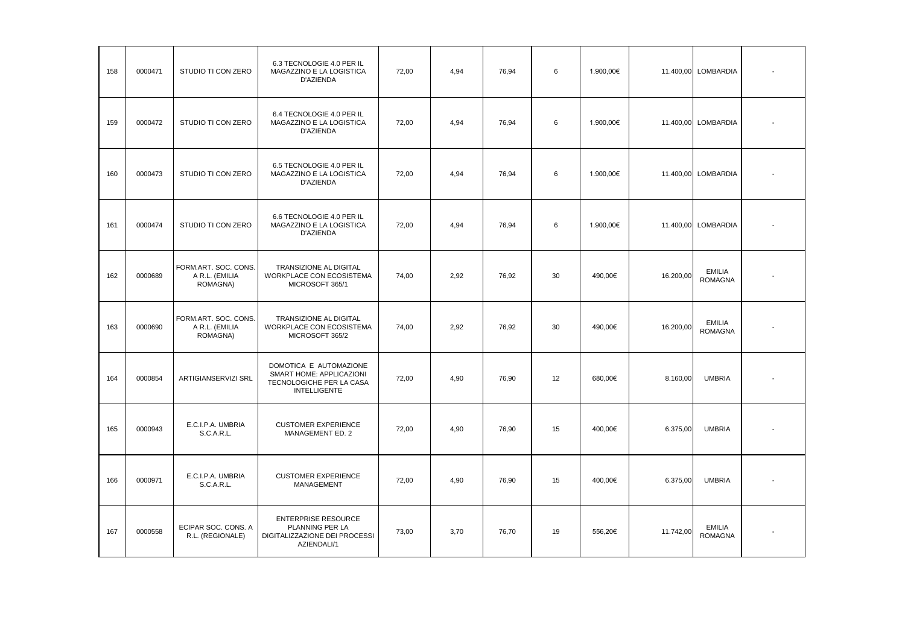| | | | | | | | | | | | |
|---|---|---|---|---|---|---|---|---|---|---|---|
| 158 | 0000471 | STUDIO TI CON ZERO | 6.3 TECNOLOGIE 4.0 PER IL MAGAZZINO E LA LOGISTICA D'AZIENDA | 72,00 | 4,94 | 76,94 | 6 | 1.900,00€ | 11.400,00 | LOMBARDIA | - |
| 159 | 0000472 | STUDIO TI CON ZERO | 6.4 TECNOLOGIE 4.0 PER IL MAGAZZINO E LA LOGISTICA D'AZIENDA | 72,00 | 4,94 | 76,94 | 6 | 1.900,00€ | 11.400,00 | LOMBARDIA | - |
| 160 | 0000473 | STUDIO TI CON ZERO | 6.5 TECNOLOGIE 4.0 PER IL MAGAZZINO E LA LOGISTICA D'AZIENDA | 72,00 | 4,94 | 76,94 | 6 | 1.900,00€ | 11.400,00 | LOMBARDIA | - |
| 161 | 0000474 | STUDIO TI CON ZERO | 6.6 TECNOLOGIE 4.0 PER IL MAGAZZINO E LA LOGISTICA D'AZIENDA | 72,00 | 4,94 | 76,94 | 6 | 1.900,00€ | 11.400,00 | LOMBARDIA | - |
| 162 | 0000689 | FORM.ART. SOC. CONS. A R.L. (EMILIA ROMAGNA) | TRANSIZIONE AL DIGITAL WORKPLACE CON ECOSISTEMA MICROSOFT 365/1 | 74,00 | 2,92 | 76,92 | 30 | 490,00€ | 16.200,00 | EMILIA ROMAGNA | - |
| 163 | 0000690 | FORM.ART. SOC. CONS. A R.L. (EMILIA ROMAGNA) | TRANSIZIONE AL DIGITAL WORKPLACE CON ECOSISTEMA MICROSOFT 365/2 | 74,00 | 2,92 | 76,92 | 30 | 490,00€ | 16.200,00 | EMILIA ROMAGNA | - |
| 164 | 0000854 | ARTIGIANSERVIZI SRL | DOMOTICA E AUTOMAZIONE SMART HOME: APPLICAZIONI TECNOLOGICHE PER LA CASA INTELLIGENTE | 72,00 | 4,90 | 76,90 | 12 | 680,00€ | 8.160,00 | UMBRIA | - |
| 165 | 0000943 | E.C.I.P.A. UMBRIA S.C.A.R.L. | CUSTOMER EXPERIENCE MANAGEMENT ED. 2 | 72,00 | 4,90 | 76,90 | 15 | 400,00€ | 6.375,00 | UMBRIA | - |
| 166 | 0000971 | E.C.I.P.A. UMBRIA S.C.A.R.L. | CUSTOMER EXPERIENCE MANAGEMENT | 72,00 | 4,90 | 76,90 | 15 | 400,00€ | 6.375,00 | UMBRIA | - |
| 167 | 0000558 | ECIPAR SOC. CONS. A R.L. (REGIONALE) | ENTERPRISE RESOURCE PLANNING PER LA DIGITALIZZAZIONE DEI PROCESSI AZIENDALI/1 | 73,00 | 3,70 | 76,70 | 19 | 556,20€ | 11.742,00 | EMILIA ROMAGNA | - |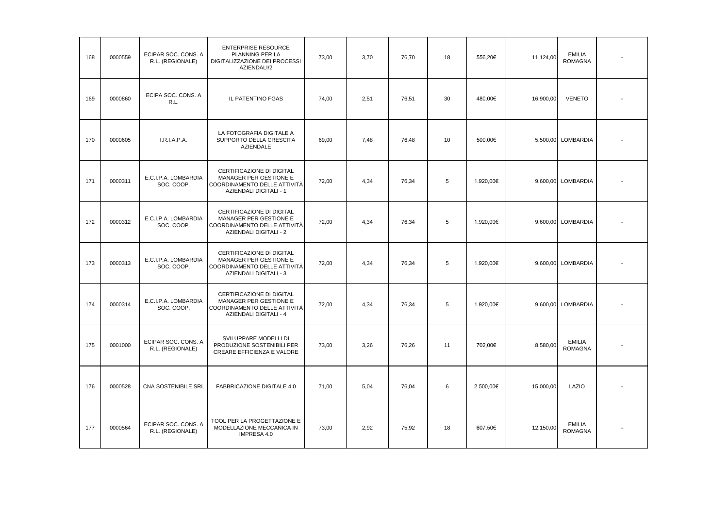| | | | | | | | | | | | |
|---|---|---|---|---|---|---|---|---|---|---|---|
| 168 | 0000559 | ECIPAR SOC. CONS. A R.L. (REGIONALE) | ENTERPRISE RESOURCE PLANNING PER LA DIGITALIZZAZIONE DEI PROCESSI AZIENDALI/2 | 73,00 | 3,70 | 76,70 | 18 | 556,20€ | 11.124,00 | EMILIA ROMAGNA | - |
| 169 | 0000860 | ECIPA SOC. CONS. A R.L. | IL PATENTINO FGAS | 74,00 | 2,51 | 76,51 | 30 | 480,00€ | 16.900,00 | VENETO | - |
| 170 | 0000605 | I.R.I.A.P.A. | LA FOTOGRAFIA DIGITALE A SUPPORTO DELLA CRESCITA AZIENDALE | 69,00 | 7,48 | 76,48 | 10 | 500,00€ | 5.500,00 | LOMBARDIA | - |
| 171 | 0000311 | E.C.I.P.A. LOMBARDIA SOC. COOP. | CERTIFICAZIONE DI DIGITAL MANAGER PER GESTIONE E COORDINAMENTO DELLE ATTIVITÀ AZIENDALI DIGITALI - 1 | 72,00 | 4,34 | 76,34 | 5 | 1.920,00€ | 9.600,00 | LOMBARDIA | - |
| 172 | 0000312 | E.C.I.P.A. LOMBARDIA SOC. COOP. | CERTIFICAZIONE DI DIGITAL MANAGER PER GESTIONE E COORDINAMENTO DELLE ATTIVITÀ AZIENDALI DIGITALI - 2 | 72,00 | 4,34 | 76,34 | 5 | 1.920,00€ | 9.600,00 | LOMBARDIA | - |
| 173 | 0000313 | E.C.I.P.A. LOMBARDIA SOC. COOP. | CERTIFICAZIONE DI DIGITAL MANAGER PER GESTIONE E COORDINAMENTO DELLE ATTIVITÀ AZIENDALI DIGITALI - 3 | 72,00 | 4,34 | 76,34 | 5 | 1.920,00€ | 9.600,00 | LOMBARDIA | - |
| 174 | 0000314 | E.C.I.P.A. LOMBARDIA SOC. COOP. | CERTIFICAZIONE DI DIGITAL MANAGER PER GESTIONE E COORDINAMENTO DELLE ATTIVITÀ AZIENDALI DIGITALI - 4 | 72,00 | 4,34 | 76,34 | 5 | 1.920,00€ | 9.600,00 | LOMBARDIA | - |
| 175 | 0001000 | ECIPAR SOC. CONS. A R.L. (REGIONALE) | SVILUPPARE MODELLI DI PRODUZIONE SOSTENIBILI PER CREARE EFFICIENZA E VALORE | 73,00 | 3,26 | 76,26 | 11 | 702,00€ | 8.580,00 | EMILIA ROMAGNA | - |
| 176 | 0000528 | CNA SOSTENIBILE SRL | FABBRICAZIONE DIGITALE 4.0 | 71,00 | 5,04 | 76,04 | 6 | 2.500,00€ | 15.000,00 | LAZIO | - |
| 177 | 0000564 | ECIPAR SOC. CONS. A R.L. (REGIONALE) | TOOL PER LA PROGETTAZIONE E MODELLAZIONE MECCANICA IN IMPRESA 4.0 | 73,00 | 2,92 | 75,92 | 18 | 607,50€ | 12.150,00 | EMILIA ROMAGNA | - |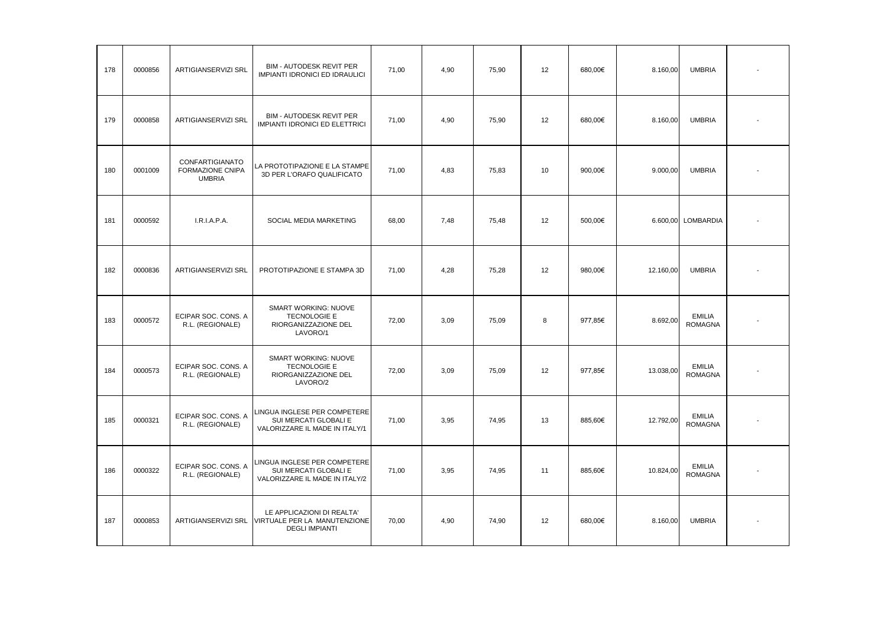| | | | | | | | | | | | |
|---|---|---|---|---|---|---|---|---|---|---|---|
| 178 | 0000856 | ARTIGIANSERVIZI SRL | BIM - AUTODESK REVIT PER IMPIANTI IDRONICI ED IDRAULICI | 71,00 | 4,90 | 75,90 | 12 | 680,00€ | 8.160,00 | UMBRIA | - |
| 179 | 0000858 | ARTIGIANSERVIZI SRL | BIM - AUTODESK REVIT PER IMPIANTI IDRONICI ED ELETTRICI | 71,00 | 4,90 | 75,90 | 12 | 680,00€ | 8.160,00 | UMBRIA | - |
| 180 | 0001009 | CONFARTIGIANATO FORMAZIONE CNIPA UMBRIA | LA PROTOTIPAZIONE E LA STAMPE 3D PER L'ORAFO QUALIFICATO | 71,00 | 4,83 | 75,83 | 10 | 900,00€ | 9.000,00 | UMBRIA | - |
| 181 | 0000592 | I.R.I.A.P.A. | SOCIAL MEDIA MARKETING | 68,00 | 7,48 | 75,48 | 12 | 500,00€ | 6.600,00 | LOMBARDIA | - |
| 182 | 0000836 | ARTIGIANSERVIZI SRL | PROTOTIPAZIONE E STAMPA 3D | 71,00 | 4,28 | 75,28 | 12 | 980,00€ | 12.160,00 | UMBRIA | - |
| 183 | 0000572 | ECIPAR SOC. CONS. A R.L. (REGIONALE) | SMART WORKING: NUOVE TECNOLOGIE E RIORGANIZZAZIONE DEL LAVORO/1 | 72,00 | 3,09 | 75,09 | 8 | 977,85€ | 8.692,00 | EMILIA ROMAGNA | - |
| 184 | 0000573 | ECIPAR SOC. CONS. A R.L. (REGIONALE) | SMART WORKING: NUOVE TECNOLOGIE E RIORGANIZZAZIONE DEL LAVORO/2 | 72,00 | 3,09 | 75,09 | 12 | 977,85€ | 13.038,00 | EMILIA ROMAGNA | - |
| 185 | 0000321 | ECIPAR SOC. CONS. A R.L. (REGIONALE) | LINGUA INGLESE PER COMPETERE SUI MERCATI GLOBALI E VALORIZZARE IL MADE IN ITALY/1 | 71,00 | 3,95 | 74,95 | 13 | 885,60€ | 12.792,00 | EMILIA ROMAGNA | - |
| 186 | 0000322 | ECIPAR SOC. CONS. A R.L. (REGIONALE) | LINGUA INGLESE PER COMPETERE SUI MERCATI GLOBALI E VALORIZZARE IL MADE IN ITALY/2 | 71,00 | 3,95 | 74,95 | 11 | 885,60€ | 10.824,00 | EMILIA ROMAGNA | - |
| 187 | 0000853 | ARTIGIANSERVIZI SRL | LE APPLICAZIONI DI REALTA' VIRTUALE PER LA MANUTENZIONE DEGLI IMPIANTI | 70,00 | 4,90 | 74,90 | 12 | 680,00€ | 8.160,00 | UMBRIA | - |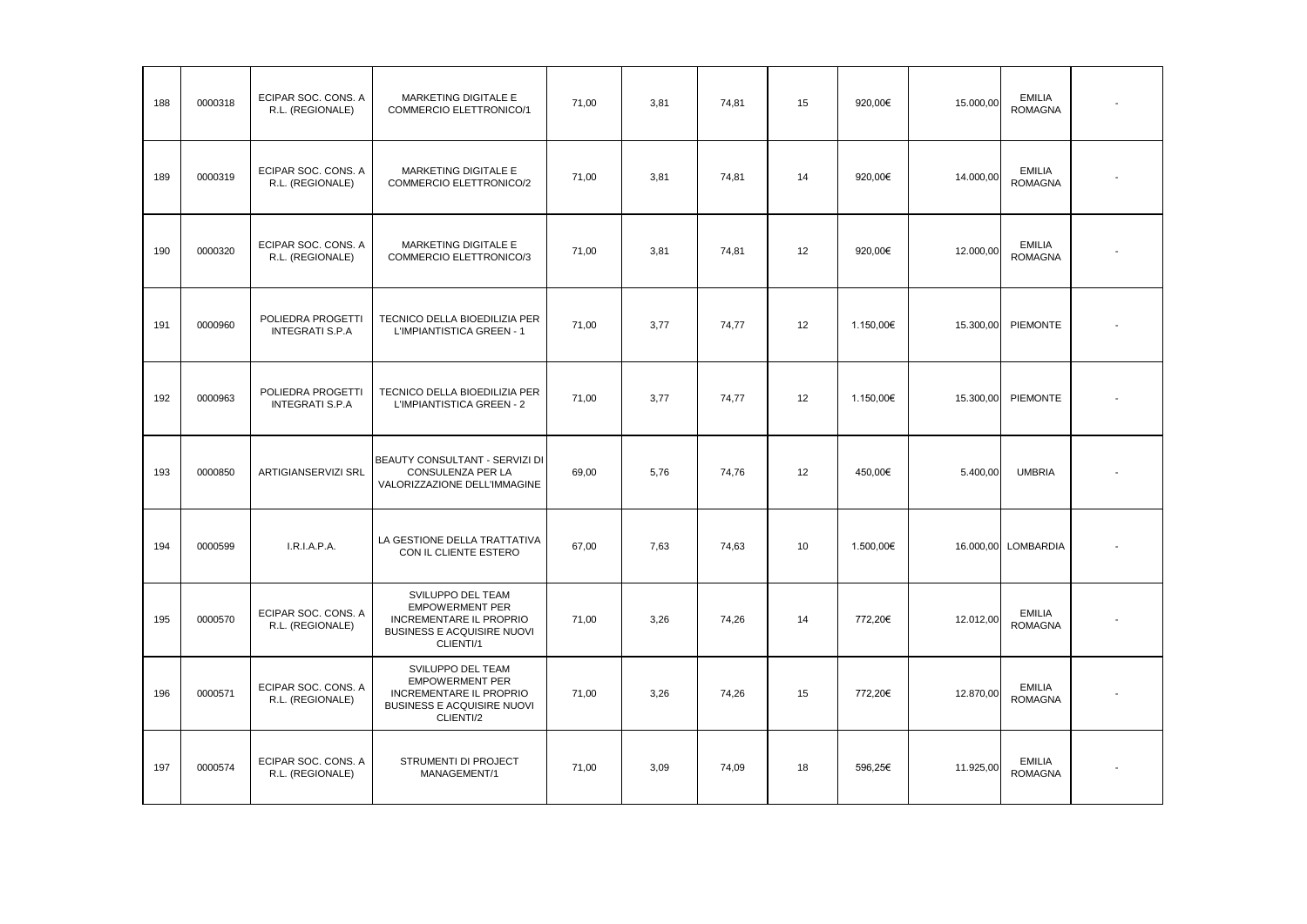| 188 | 0000318 | ECIPAR SOC. CONS. A R.L. (REGIONALE) | MARKETING DIGITALE E COMMERCIO ELETTRONICO/1 | 71,00 | 3,81 | 74,81 | 15 | 920,00€ | 15.000,00 | EMILIA ROMAGNA | - |
|---|---|---|---|---|---|---|---|---|---|---|---|
| 189 | 0000319 | ECIPAR SOC. CONS. A R.L. (REGIONALE) | MARKETING DIGITALE E COMMERCIO ELETTRONICO/2 | 71,00 | 3,81 | 74,81 | 14 | 920,00€ | 14.000,00 | EMILIA ROMAGNA | - |
| 190 | 0000320 | ECIPAR SOC. CONS. A R.L. (REGIONALE) | MARKETING DIGITALE E COMMERCIO ELETTRONICO/3 | 71,00 | 3,81 | 74,81 | 12 | 920,00€ | 12.000,00 | EMILIA ROMAGNA | - |
| 191 | 0000960 | POLIEDRA PROGETTI INTEGRATI S.P.A | TECNICO DELLA BIOEDILIZIA PER L'IMPIANTISTICA GREEN - 1 | 71,00 | 3,77 | 74,77 | 12 | 1.150,00€ | 15.300,00 | PIEMONTE | - |
| 192 | 0000963 | POLIEDRA PROGETTI INTEGRATI S.P.A | TECNICO DELLA BIOEDILIZIA PER L'IMPIANTISTICA GREEN - 2 | 71,00 | 3,77 | 74,77 | 12 | 1.150,00€ | 15.300,00 | PIEMONTE | - |
| 193 | 0000850 | ARTIGIANSERVIZI SRL | BEAUTY CONSULTANT - SERVIZI DI CONSULENZA PER LA VALORIZZAZIONE DELL'IMMAGINE | 69,00 | 5,76 | 74,76 | 12 | 450,00€ | 5.400,00 | UMBRIA | - |
| 194 | 0000599 | I.R.I.A.P.A. | LA GESTIONE DELLA TRATTATIVA CON IL CLIENTE ESTERO | 67,00 | 7,63 | 74,63 | 10 | 1.500,00€ | 16.000,00 | LOMBARDIA | - |
| 195 | 0000570 | ECIPAR SOC. CONS. A R.L. (REGIONALE) | SVILUPPO DEL TEAM EMPOWERMENT PER INCREMENTARE IL PROPRIO BUSINESS E ACQUISIRE NUOVI CLIENTI/1 | 71,00 | 3,26 | 74,26 | 14 | 772,20€ | 12.012,00 | EMILIA ROMAGNA | - |
| 196 | 0000571 | ECIPAR SOC. CONS. A R.L. (REGIONALE) | SVILUPPO DEL TEAM EMPOWERMENT PER INCREMENTARE IL PROPRIO BUSINESS E ACQUISIRE NUOVI CLIENTI/2 | 71,00 | 3,26 | 74,26 | 15 | 772,20€ | 12.870,00 | EMILIA ROMAGNA | - |
| 197 | 0000574 | ECIPAR SOC. CONS. A R.L. (REGIONALE) | STRUMENTI DI PROJECT MANAGEMENT/1 | 71,00 | 3,09 | 74,09 | 18 | 596,25€ | 11.925,00 | EMILIA ROMAGNA | - |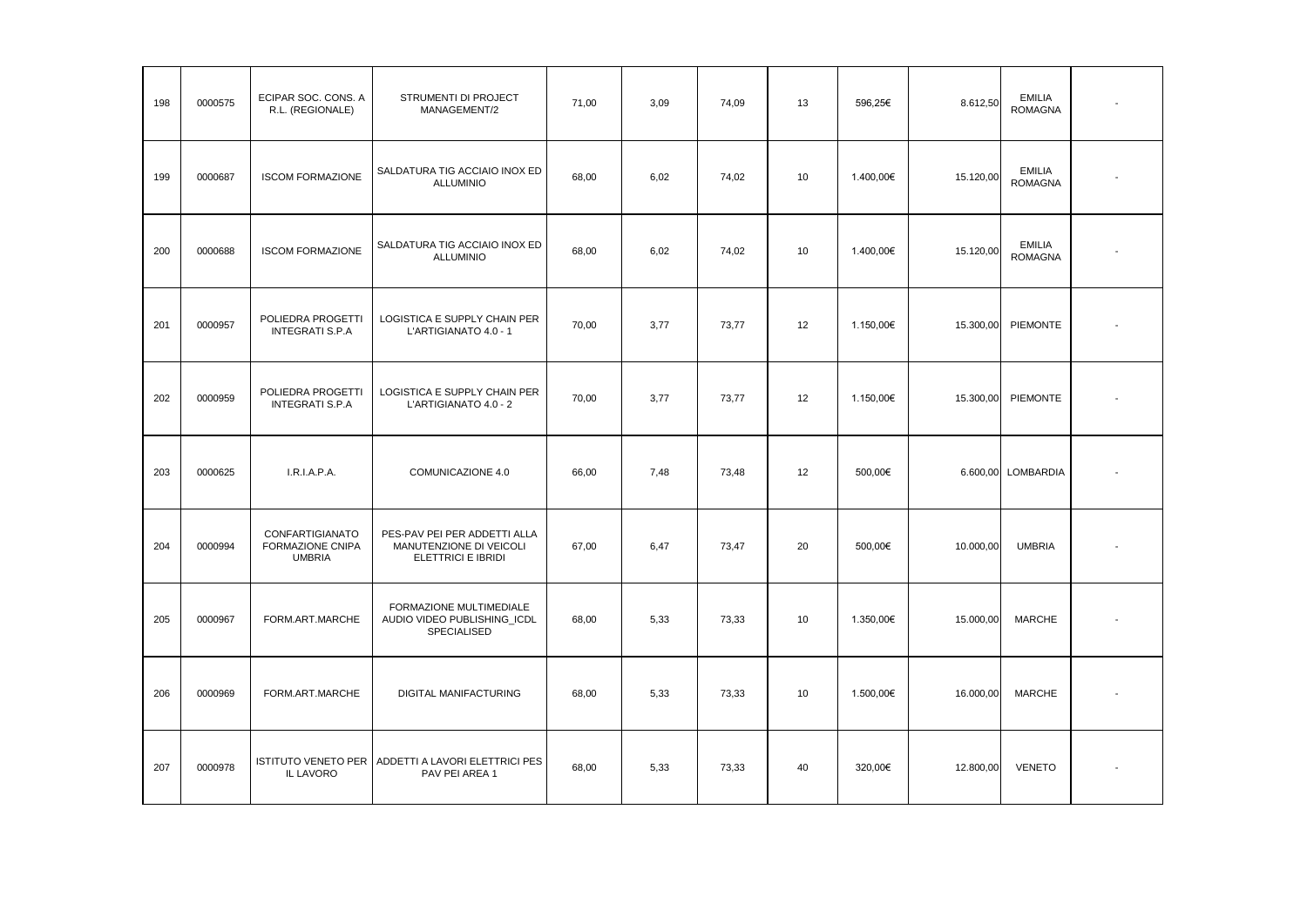| | | | | | | | | | | | |
|---|---|---|---|---|---|---|---|---|---|---|---|
| 198 | 0000575 | ECIPAR SOC. CONS. A R.L. (REGIONALE) | STRUMENTI DI PROJECT MANAGEMENT/2 | 71,00 | 3,09 | 74,09 | 13 | 596,25€ | 8.612,50 | EMILIA ROMAGNA | - |
| 199 | 0000687 | ISCOM FORMAZIONE | SALDATURA TIG ACCIAIO INOX ED ALLUMINIO | 68,00 | 6,02 | 74,02 | 10 | 1.400,00€ | 15.120,00 | EMILIA ROMAGNA | - |
| 200 | 0000688 | ISCOM FORMAZIONE | SALDATURA TIG ACCIAIO INOX ED ALLUMINIO | 68,00 | 6,02 | 74,02 | 10 | 1.400,00€ | 15.120,00 | EMILIA ROMAGNA | - |
| 201 | 0000957 | POLIEDRA PROGETTI INTEGRATI S.P.A | LOGISTICA E SUPPLY CHAIN PER L'ARTIGIANATO 4.0 - 1 | 70,00 | 3,77 | 73,77 | 12 | 1.150,00€ | 15.300,00 | PIEMONTE | - |
| 202 | 0000959 | POLIEDRA PROGETTI INTEGRATI S.P.A | LOGISTICA E SUPPLY CHAIN PER L'ARTIGIANATO 4.0 - 2 | 70,00 | 3,77 | 73,77 | 12 | 1.150,00€ | 15.300,00 | PIEMONTE | - |
| 203 | 0000625 | I.R.I.A.P.A. | COMUNICAZIONE 4.0 | 66,00 | 7,48 | 73,48 | 12 | 500,00€ | 6.600,00 | LOMBARDIA | - |
| 204 | 0000994 | CONFARTIGIANATO FORMAZIONE CNIPA UMBRIA | PES-PAV PEI PER ADDETTI ALLA MANUTENZIONE DI VEICOLI ELETTRICI E IBRIDI | 67,00 | 6,47 | 73,47 | 20 | 500,00€ | 10.000,00 | UMBRIA | - |
| 205 | 0000967 | FORM.ART.MARCHE | FORMAZIONE MULTIMEDIALE AUDIO VIDEO PUBLISHING_ICDL SPECIALISED | 68,00 | 5,33 | 73,33 | 10 | 1.350,00€ | 15.000,00 | MARCHE | - |
| 206 | 0000969 | FORM.ART.MARCHE | DIGITAL MANIFACTURING | 68,00 | 5,33 | 73,33 | 10 | 1.500,00€ | 16.000,00 | MARCHE | - |
| 207 | 0000978 | ISTITUTO VENETO PER IL LAVORO | ADDETTI A LAVORI ELETTRICI PES PAV PEI AREA 1 | 68,00 | 5,33 | 73,33 | 40 | 320,00€ | 12.800,00 | VENETO | - |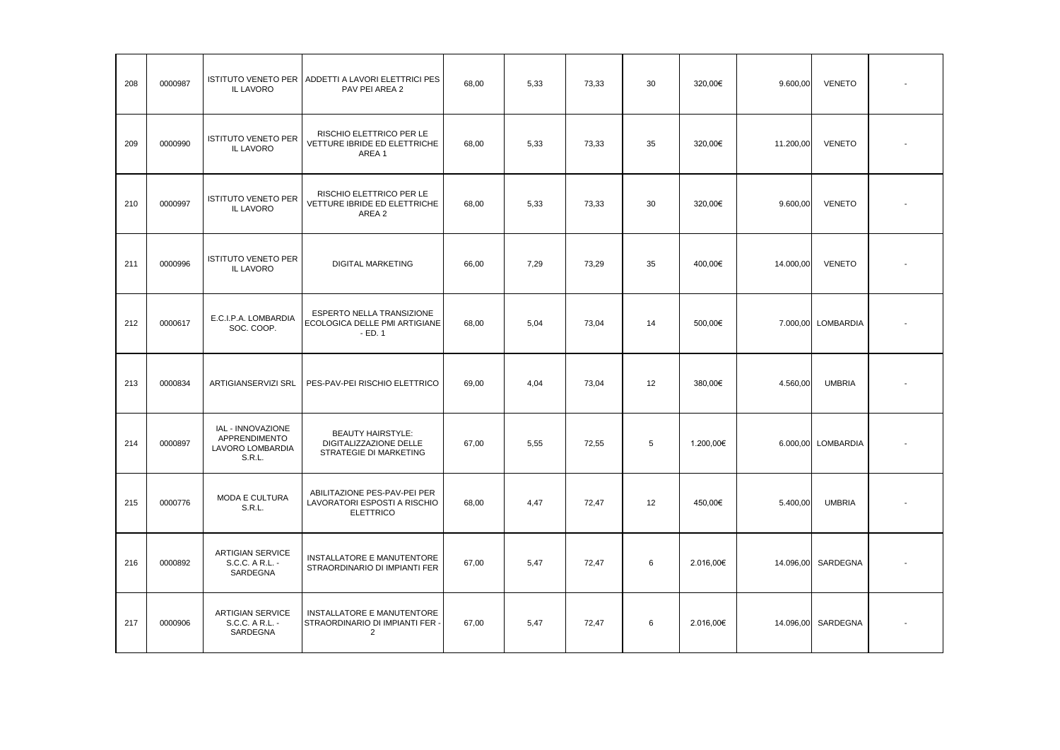| 208 | 0000987 | ISTITUTO VENETO PER IL LAVORO | ADDETTI A LAVORI ELETTRICI PES PAV PEI AREA 2 | 68,00 | 5,33 | 73,33 | 30 | 320,00€ | 9.600,00 | VENETO | - |
|---|---|---|---|---|---|---|---|---|---|---|---|
| 209 | 0000990 | ISTITUTO VENETO PER IL LAVORO | RISCHIO ELETTRICO PER LE VETTURE IBRIDE ED ELETTRICHE AREA 1 | 68,00 | 5,33 | 73,33 | 35 | 320,00€ | 11.200,00 | VENETO | - |
| 210 | 0000997 | ISTITUTO VENETO PER IL LAVORO | RISCHIO ELETTRICO PER LE VETTURE IBRIDE ED ELETTRICHE AREA 2 | 68,00 | 5,33 | 73,33 | 30 | 320,00€ | 9.600,00 | VENETO | - |
| 211 | 0000996 | ISTITUTO VENETO PER IL LAVORO | DIGITAL MARKETING | 66,00 | 7,29 | 73,29 | 35 | 400,00€ | 14.000,00 | VENETO | - |
| 212 | 0000617 | E.C.I.P.A. LOMBARDIA SOC. COOP. | ESPERTO NELLA TRANSIZIONE ECOLOGICA DELLE PMI ARTIGIANE - ED. 1 | 68,00 | 5,04 | 73,04 | 14 | 500,00€ | 7.000,00 | LOMBARDIA | - |
| 213 | 0000834 | ARTIGIANSERVIZI SRL | PES-PAV-PEI RISCHIO ELETTRICO | 69,00 | 4,04 | 73,04 | 12 | 380,00€ | 4.560,00 | UMBRIA | - |
| 214 | 0000897 | IAL - INNOVAZIONE APPRENDIMENTO LAVORO LOMBARDIA S.R.L. | BEAUTY HAIRSTYLE: DIGITALIZZAZIONE DELLE STRATEGIE DI MARKETING | 67,00 | 5,55 | 72,55 | 5 | 1.200,00€ | 6.000,00 | LOMBARDIA | - |
| 215 | 0000776 | MODA E CULTURA S.R.L. | ABILITAZIONE PES-PAV-PEI PER LAVORATORI ESPOSTI A RISCHIO ELETTRICO | 68,00 | 4,47 | 72,47 | 12 | 450,00€ | 5.400,00 | UMBRIA | - |
| 216 | 0000892 | ARTIGIAN SERVICE S.C.C. A R.L. - SARDEGNA | INSTALLATORE E MANUTENTORE STRAORDINARIO DI IMPIANTI FER | 67,00 | 5,47 | 72,47 | 6 | 2.016,00€ | 14.096,00 | SARDEGNA | - |
| 217 | 0000906 | ARTIGIAN SERVICE S.C.C. A R.L. - SARDEGNA | INSTALLATORE E MANUTENTORE STRAORDINARIO DI IMPIANTI FER - 2 | 67,00 | 5,47 | 72,47 | 6 | 2.016,00€ | 14.096,00 | SARDEGNA | - |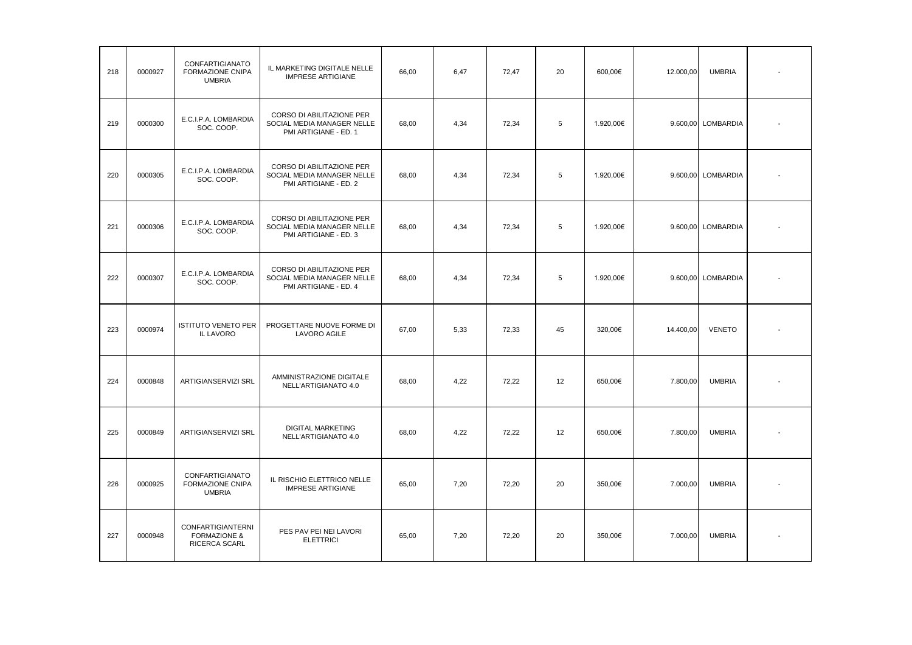| | | | | | | | | | | | |
|---|---|---|---|---|---|---|---|---|---|---|---|
| 218 | 0000927 | CONFARTIGIANATO FORMAZIONE CNIPA UMBRIA | IL MARKETING DIGITALE NELLE IMPRESE ARTIGIANE | 66,00 | 6,47 | 72,47 | 20 | 600,00€ | 12.000,00 | UMBRIA | - |
| 219 | 0000300 | E.C.I.P.A. LOMBARDIA SOC. COOP. | CORSO DI ABILITAZIONE PER SOCIAL MEDIA MANAGER NELLE PMI ARTIGIANE - ED. 1 | 68,00 | 4,34 | 72,34 | 5 | 1.920,00€ | 9.600,00 | LOMBARDIA | - |
| 220 | 0000305 | E.C.I.P.A. LOMBARDIA SOC. COOP. | CORSO DI ABILITAZIONE PER SOCIAL MEDIA MANAGER NELLE PMI ARTIGIANE - ED. 2 | 68,00 | 4,34 | 72,34 | 5 | 1.920,00€ | 9.600,00 | LOMBARDIA | - |
| 221 | 0000306 | E.C.I.P.A. LOMBARDIA SOC. COOP. | CORSO DI ABILITAZIONE PER SOCIAL MEDIA MANAGER NELLE PMI ARTIGIANE - ED. 3 | 68,00 | 4,34 | 72,34 | 5 | 1.920,00€ | 9.600,00 | LOMBARDIA | - |
| 222 | 0000307 | E.C.I.P.A. LOMBARDIA SOC. COOP. | CORSO DI ABILITAZIONE PER SOCIAL MEDIA MANAGER NELLE PMI ARTIGIANE - ED. 4 | 68,00 | 4,34 | 72,34 | 5 | 1.920,00€ | 9.600,00 | LOMBARDIA | - |
| 223 | 0000974 | ISTITUTO VENETO PER IL LAVORO | PROGETTARE NUOVE FORME DI LAVORO AGILE | 67,00 | 5,33 | 72,33 | 45 | 320,00€ | 14.400,00 | VENETO | - |
| 224 | 0000848 | ARTIGIANSERVIZI SRL | AMMINISTRAZIONE DIGITALE NELL'ARTIGIANATO 4.0 | 68,00 | 4,22 | 72,22 | 12 | 650,00€ | 7.800,00 | UMBRIA | - |
| 225 | 0000849 | ARTIGIANSERVIZI SRL | DIGITAL MARKETING NELL'ARTIGIANATO 4.0 | 68,00 | 4,22 | 72,22 | 12 | 650,00€ | 7.800,00 | UMBRIA | - |
| 226 | 0000925 | CONFARTIGIANATO FORMAZIONE CNIPA UMBRIA | IL RISCHIO ELETTRICO NELLE IMPRESE ARTIGIANE | 65,00 | 7,20 | 72,20 | 20 | 350,00€ | 7.000,00 | UMBRIA | - |
| 227 | 0000948 | CONFARTIGIANTERNI FORMAZIONE & RICERCA SCARL | PES PAV PEI NEI LAVORI ELETTRICI | 65,00 | 7,20 | 72,20 | 20 | 350,00€ | 7.000,00 | UMBRIA | - |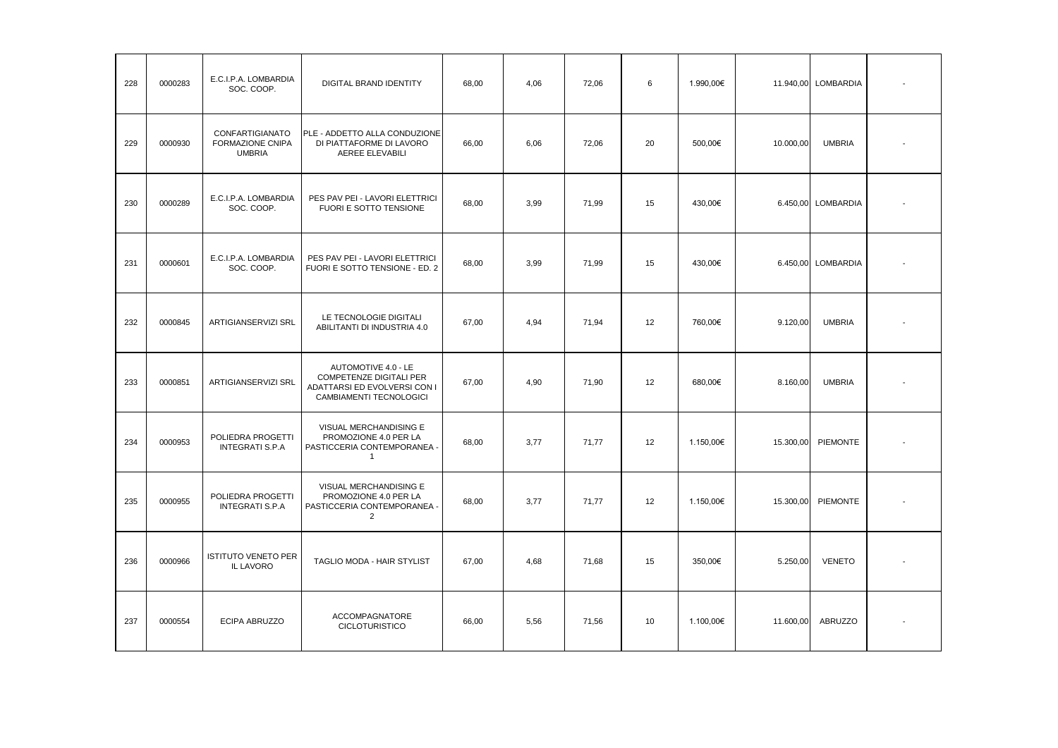| | | | | | | | | | | | |
|---|---|---|---|---|---|---|---|---|---|---|---|
| 228 | 0000283 | E.C.I.P.A. LOMBARDIA SOC. COOP. | DIGITAL BRAND IDENTITY | 68,00 | 4,06 | 72,06 | 6 | 1.990,00€ | 11.940,00 | LOMBARDIA | - |
| 229 | 0000930 | CONFARTIGIANATO FORMAZIONE CNIPA UMBRIA | PLE - ADDETTO ALLA CONDUZIONE DI PIATTAFORME DI LAVORO AEREE ELEVABILI | 66,00 | 6,06 | 72,06 | 20 | 500,00€ | 10.000,00 | UMBRIA | - |
| 230 | 0000289 | E.C.I.P.A. LOMBARDIA SOC. COOP. | PES PAV PEI - LAVORI ELETTRICI FUORI E SOTTO TENSIONE | 68,00 | 3,99 | 71,99 | 15 | 430,00€ | 6.450,00 | LOMBARDIA | - |
| 231 | 0000601 | E.C.I.P.A. LOMBARDIA SOC. COOP. | PES PAV PEI - LAVORI ELETTRICI FUORI E SOTTO TENSIONE - ED. 2 | 68,00 | 3,99 | 71,99 | 15 | 430,00€ | 6.450,00 | LOMBARDIA | - |
| 232 | 0000845 | ARTIGIANSERVIZI SRL | LE TECNOLOGIE DIGITALI ABILITANTI DI INDUSTRIA 4.0 | 67,00 | 4,94 | 71,94 | 12 | 760,00€ | 9.120,00 | UMBRIA | - |
| 233 | 0000851 | ARTIGIANSERVIZI SRL | AUTOMOTIVE 4.0 - LE COMPETENZE DIGITALI PER ADATTARSI ED EVOLVERSI CON I CAMBIAMENTI TECNOLOGICI | 67,00 | 4,90 | 71,90 | 12 | 680,00€ | 8.160,00 | UMBRIA | - |
| 234 | 0000953 | POLIEDRA PROGETTI INTEGRATI S.P.A | VISUAL MERCHANDISING E PROMOZIONE 4.0 PER LA PASTICCERIA CONTEMPORANEA - 1 | 68,00 | 3,77 | 71,77 | 12 | 1.150,00€ | 15.300,00 | PIEMONTE | - |
| 235 | 0000955 | POLIEDRA PROGETTI INTEGRATI S.P.A | VISUAL MERCHANDISING E PROMOZIONE 4.0 PER LA PASTICCERIA CONTEMPORANEA - 2 | 68,00 | 3,77 | 71,77 | 12 | 1.150,00€ | 15.300,00 | PIEMONTE | - |
| 236 | 0000966 | ISTITUTO VENETO PER IL LAVORO | TAGLIO MODA - HAIR STYLIST | 67,00 | 4,68 | 71,68 | 15 | 350,00€ | 5.250,00 | VENETO | - |
| 237 | 0000554 | ECIPA ABRUZZO | ACCOMPAGNATORE CICLOTURISTICO | 66,00 | 5,56 | 71,56 | 10 | 1.100,00€ | 11.600,00 | ABRUZZO | - |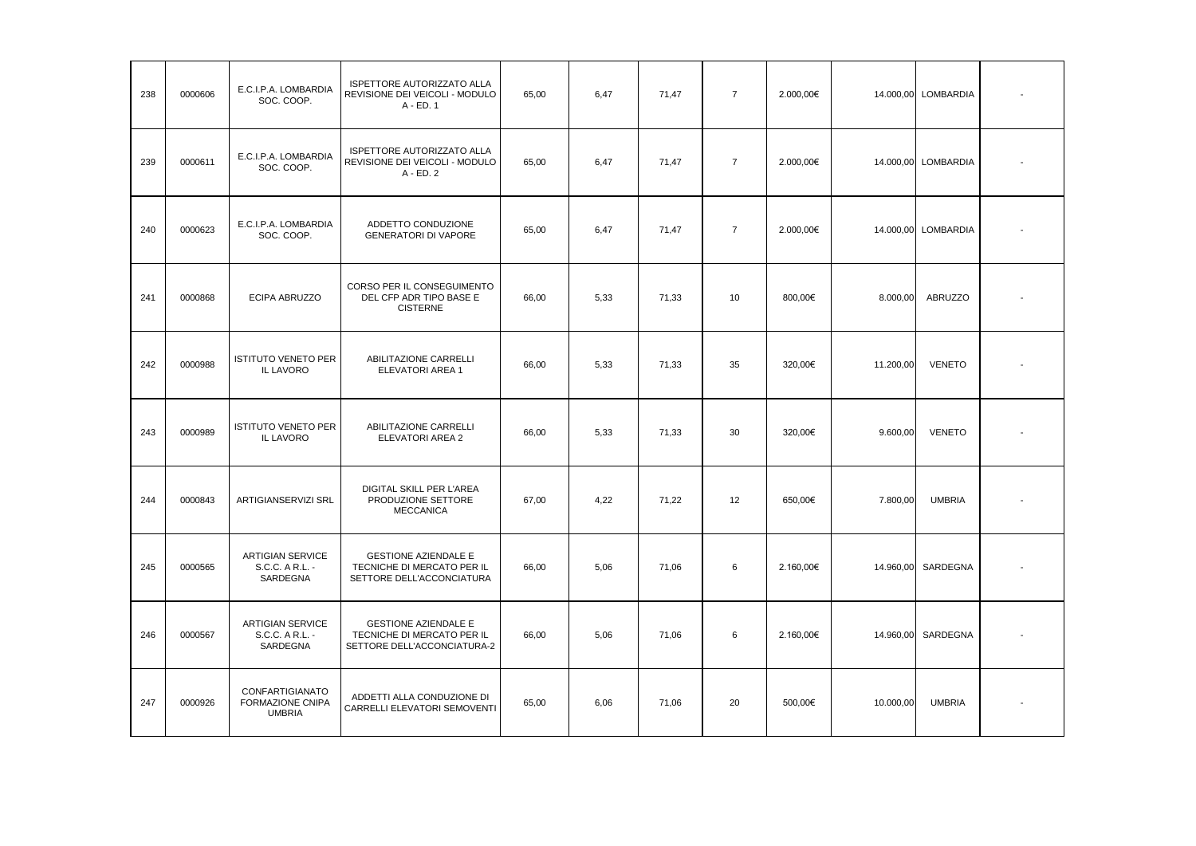| | | | | | | | | | | | |
|---|---|---|---|---|---|---|---|---|---|---|---|
| 238 | 0000606 | E.C.I.P.A. LOMBARDIA SOC. COOP. | ISPETTORE AUTORIZZATO ALLA REVISIONE DEI VEICOLI - MODULO A - ED. 1 | 65,00 | 6,47 | 71,47 | 7 | 2.000,00€ | 14.000,00 | LOMBARDIA | - |
| 239 | 0000611 | E.C.I.P.A. LOMBARDIA SOC. COOP. | ISPETTORE AUTORIZZATO ALLA REVISIONE DEI VEICOLI - MODULO A - ED. 2 | 65,00 | 6,47 | 71,47 | 7 | 2.000,00€ | 14.000,00 | LOMBARDIA | - |
| 240 | 0000623 | E.C.I.P.A. LOMBARDIA SOC. COOP. | ADDETTO CONDUZIONE GENERATORI DI VAPORE | 65,00 | 6,47 | 71,47 | 7 | 2.000,00€ | 14.000,00 | LOMBARDIA | - |
| 241 | 0000868 | ECIPA ABRUZZO | CORSO PER IL CONSEGUIMENTO DEL CFP ADR TIPO BASE E CISTERNE | 66,00 | 5,33 | 71,33 | 10 | 800,00€ | 8.000,00 | ABRUZZO | - |
| 242 | 0000988 | ISTITUTO VENETO PER IL LAVORO | ABILITAZIONE CARRELLI ELEVATORI AREA 1 | 66,00 | 5,33 | 71,33 | 35 | 320,00€ | 11.200,00 | VENETO | - |
| 243 | 0000989 | ISTITUTO VENETO PER IL LAVORO | ABILITAZIONE CARRELLI ELEVATORI AREA 2 | 66,00 | 5,33 | 71,33 | 30 | 320,00€ | 9.600,00 | VENETO | - |
| 244 | 0000843 | ARTIGIANSERVIZI SRL | DIGITAL SKILL PER L'AREA PRODUZIONE SETTORE MECCANICA | 67,00 | 4,22 | 71,22 | 12 | 650,00€ | 7.800,00 | UMBRIA | - |
| 245 | 0000565 | ARTIGIAN SERVICE S.C.C. A R.L. - SARDEGNA | GESTIONE AZIENDALE E TECNICHE DI MERCATO PER IL SETTORE DELL'ACCONCIATURA | 66,00 | 5,06 | 71,06 | 6 | 2.160,00€ | 14.960,00 | SARDEGNA | - |
| 246 | 0000567 | ARTIGIAN SERVICE S.C.C. A R.L. - SARDEGNA | GESTIONE AZIENDALE E TECNICHE DI MERCATO PER IL SETTORE DELL'ACCONCIATURA-2 | 66,00 | 5,06 | 71,06 | 6 | 2.160,00€ | 14.960,00 | SARDEGNA | - |
| 247 | 0000926 | CONFARTIGIANATO FORMAZIONE CNIPA UMBRIA | ADDETTI ALLA CONDUZIONE DI CARRELLI ELEVATORI SEMOVENTI | 65,00 | 6,06 | 71,06 | 20 | 500,00€ | 10.000,00 | UMBRIA | - |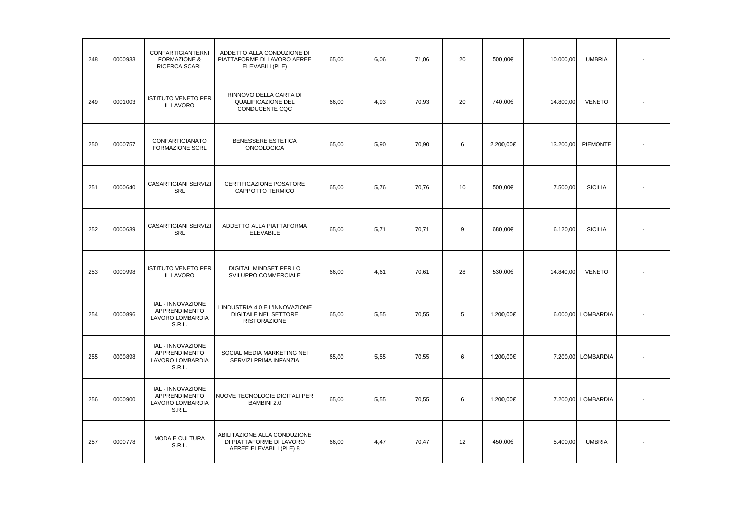| 248 | 0000933 | CONFARTIGIANTERNI FORMAZIONE & RICERCA SCARL | ADDETTO ALLA CONDUZIONE DI PIATTAFORME DI LAVORO AEREE ELEVABILI (PLE) | 65,00 | 6,06 | 71,06 | 20 | 500,00€ | 10.000,00 | UMBRIA | - |
|---|---|---|---|---|---|---|---|---|---|---|---|
| 249 | 0001003 | ISTITUTO VENETO PER IL LAVORO | RINNOVO DELLA CARTA DI QUALIFICAZIONE DEL CONDUCENTE CQC | 66,00 | 4,93 | 70,93 | 20 | 740,00€ | 14.800,00 | VENETO | - |
| 250 | 0000757 | CONFARTIGIANATO FORMAZIONE SCRL | BENESSERE ESTETICA ONCOLOGICA | 65,00 | 5,90 | 70,90 | 6 | 2.200,00€ | 13.200,00 | PIEMONTE | - |
| 251 | 0000640 | CASARTIGIANI SERVIZI SRL | CERTIFICAZIONE POSATORE CAPPOTTO TERMICO | 65,00 | 5,76 | 70,76 | 10 | 500,00€ | 7.500,00 | SICILIA | - |
| 252 | 0000639 | CASARTIGIANI SERVIZI SRL | ADDETTO ALLA PIATTAFORMA ELEVABILE | 65,00 | 5,71 | 70,71 | 9 | 680,00€ | 6.120,00 | SICILIA | - |
| 253 | 0000998 | ISTITUTO VENETO PER IL LAVORO | DIGITAL MINDSET PER LO SVILUPPO COMMERCIALE | 66,00 | 4,61 | 70,61 | 28 | 530,00€ | 14.840,00 | VENETO | - |
| 254 | 0000896 | IAL - INNOVAZIONE APPRENDIMENTO LAVORO LOMBARDIA S.R.L. | L'INDUSTRIA 4.0 E L'INNOVAZIONE DIGITALE NEL SETTORE RISTORAZIONE | 65,00 | 5,55 | 70,55 | 5 | 1.200,00€ | 6.000,00 | LOMBARDIA | - |
| 255 | 0000898 | IAL - INNOVAZIONE APPRENDIMENTO LAVORO LOMBARDIA S.R.L. | SOCIAL MEDIA MARKETING NEI SERVIZI PRIMA INFANZIA | 65,00 | 5,55 | 70,55 | 6 | 1.200,00€ | 7.200,00 | LOMBARDIA | - |
| 256 | 0000900 | IAL - INNOVAZIONE APPRENDIMENTO LAVORO LOMBARDIA S.R.L. | NUOVE TECNOLOGIE DIGITALI PER BAMBINI 2.0 | 65,00 | 5,55 | 70,55 | 6 | 1.200,00€ | 7.200,00 | LOMBARDIA | - |
| 257 | 0000778 | MODA E CULTURA S.R.L. | ABILITAZIONE ALLA CONDUZIONE DI PIATTAFORME DI LAVORO AEREE ELEVABILI (PLE) 8 | 66,00 | 4,47 | 70,47 | 12 | 450,00€ | 5.400,00 | UMBRIA | - |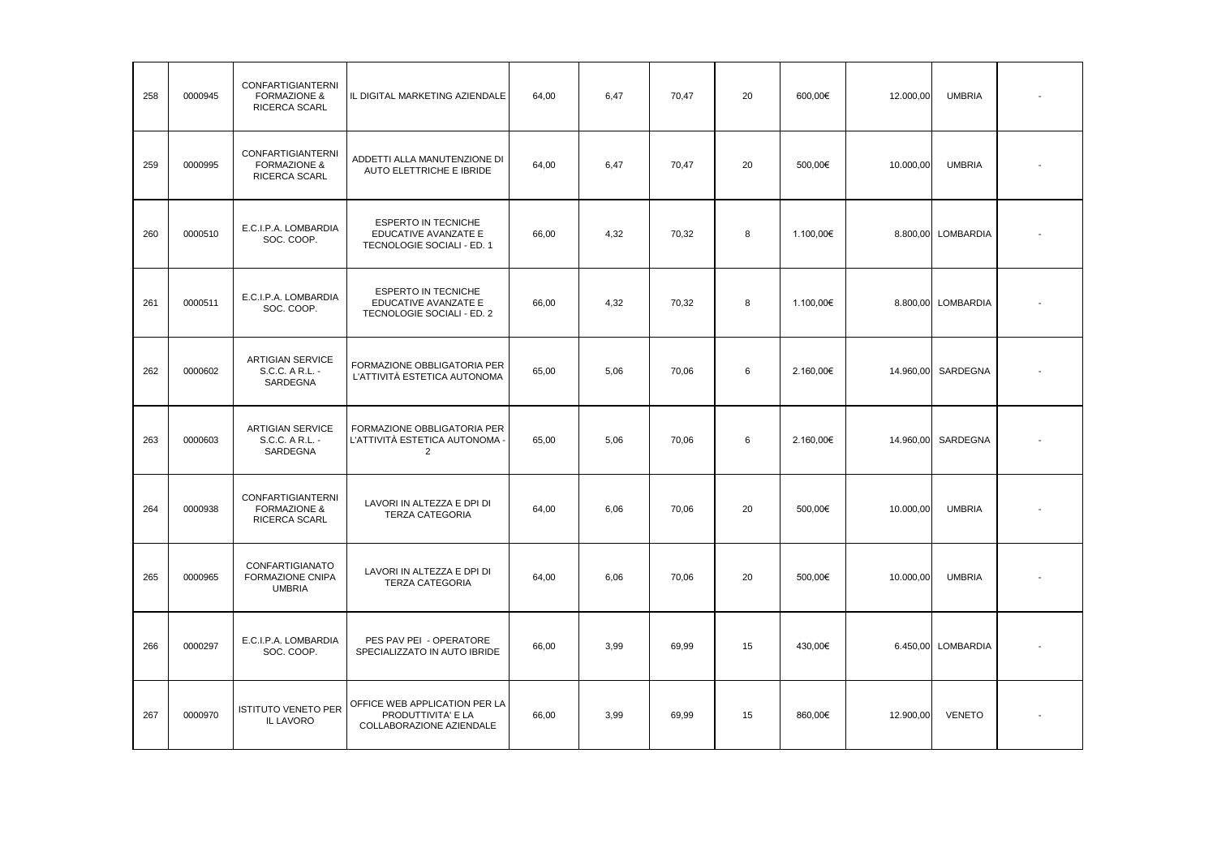| | | | | | | | | | | | |
|---|---|---|---|---|---|---|---|---|---|---|---|
| 258 | 0000945 | CONFARTIGIANTERNI FORMAZIONE & RICERCA SCARL | IL DIGITAL MARKETING AZIENDALE | 64,00 | 6,47 | 70,47 | 20 | 600,00€ | 12.000,00 | UMBRIA | - |
| 259 | 0000995 | CONFARTIGIANTERNI FORMAZIONE & RICERCA SCARL | ADDETTI ALLA MANUTENZIONE DI AUTO ELETTRICHE E IBRIDE | 64,00 | 6,47 | 70,47 | 20 | 500,00€ | 10.000,00 | UMBRIA | - |
| 260 | 0000510 | E.C.I.P.A. LOMBARDIA SOC. COOP. | ESPERTO IN TECNICHE EDUCATIVE AVANZATE E TECNOLOGIE SOCIALI - ED. 1 | 66,00 | 4,32 | 70,32 | 8 | 1.100,00€ | 8.800,00 | LOMBARDIA | - |
| 261 | 0000511 | E.C.I.P.A. LOMBARDIA SOC. COOP. | ESPERTO IN TECNICHE EDUCATIVE AVANZATE E TECNOLOGIE SOCIALI - ED. 2 | 66,00 | 4,32 | 70,32 | 8 | 1.100,00€ | 8.800,00 | LOMBARDIA | - |
| 262 | 0000602 | ARTIGIAN SERVICE S.C.C. A R.L. - SARDEGNA | FORMAZIONE OBBLIGATORIA PER L'ATTIVITÀ ESTETICA AUTONOMA | 65,00 | 5,06 | 70,06 | 6 | 2.160,00€ | 14.960,00 | SARDEGNA | - |
| 263 | 0000603 | ARTIGIAN SERVICE S.C.C. A R.L. - SARDEGNA | FORMAZIONE OBBLIGATORIA PER L'ATTIVITÀ ESTETICA AUTONOMA - 2 | 65,00 | 5,06 | 70,06 | 6 | 2.160,00€ | 14.960,00 | SARDEGNA | - |
| 264 | 0000938 | CONFARTIGIANTERNI FORMAZIONE & RICERCA SCARL | LAVORI IN ALTEZZA E DPI DI TERZA CATEGORIA | 64,00 | 6,06 | 70,06 | 20 | 500,00€ | 10.000,00 | UMBRIA | - |
| 265 | 0000965 | CONFARTIGIANATO FORMAZIONE CNIPA UMBRIA | LAVORI IN ALTEZZA E DPI DI TERZA CATEGORIA | 64,00 | 6,06 | 70,06 | 20 | 500,00€ | 10.000,00 | UMBRIA | - |
| 266 | 0000297 | E.C.I.P.A. LOMBARDIA SOC. COOP. | PES PAV PEI - OPERATORE SPECIALIZZATO IN AUTO IBRIDE | 66,00 | 3,99 | 69,99 | 15 | 430,00€ | 6.450,00 | LOMBARDIA | - |
| 267 | 0000970 | ISTITUTO VENETO PER IL LAVORO | OFFICE WEB APPLICATION PER LA PRODUTTIVITA' E LA COLLABORAZIONE AZIENDALE | 66,00 | 3,99 | 69,99 | 15 | 860,00€ | 12.900,00 | VENETO | - |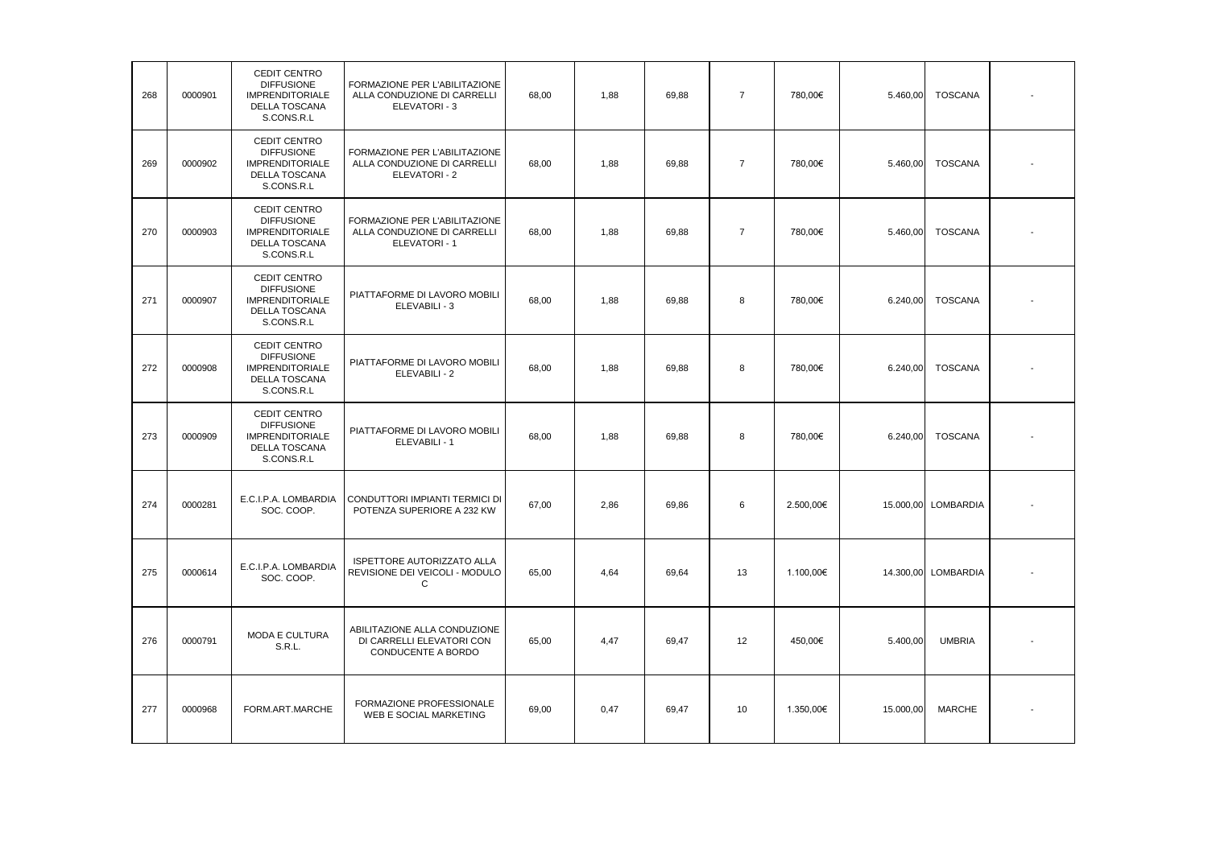| | | | | | | | | | | | |
|---|---|---|---|---|---|---|---|---|---|---|---|
| 268 | 0000901 | CEDIT CENTRO DIFFUSIONE IMPRENDITORIALE DELLA TOSCANA S.CONS.R.L | FORMAZIONE PER L'ABILITAZIONE ALLA CONDUZIONE DI CARRELLI ELEVATORI - 3 | 68,00 | 1,88 | 69,88 | 7 | 780,00€ | 5.460,00 | TOSCANA | - |
| 269 | 0000902 | CEDIT CENTRO DIFFUSIONE IMPRENDITORIALE DELLA TOSCANA S.CONS.R.L | FORMAZIONE PER L'ABILITAZIONE ALLA CONDUZIONE DI CARRELLI ELEVATORI - 2 | 68,00 | 1,88 | 69,88 | 7 | 780,00€ | 5.460,00 | TOSCANA | - |
| 270 | 0000903 | CEDIT CENTRO DIFFUSIONE IMPRENDITORIALE DELLA TOSCANA S.CONS.R.L | FORMAZIONE PER L'ABILITAZIONE ALLA CONDUZIONE DI CARRELLI ELEVATORI - 1 | 68,00 | 1,88 | 69,88 | 7 | 780,00€ | 5.460,00 | TOSCANA | - |
| 271 | 0000907 | CEDIT CENTRO DIFFUSIONE IMPRENDITORIALE DELLA TOSCANA S.CONS.R.L | PIATTAFORME DI LAVORO MOBILI ELEVABILI - 3 | 68,00 | 1,88 | 69,88 | 8 | 780,00€ | 6.240,00 | TOSCANA | - |
| 272 | 0000908 | CEDIT CENTRO DIFFUSIONE IMPRENDITORIALE DELLA TOSCANA S.CONS.R.L | PIATTAFORME DI LAVORO MOBILI ELEVABILI - 2 | 68,00 | 1,88 | 69,88 | 8 | 780,00€ | 6.240,00 | TOSCANA | - |
| 273 | 0000909 | CEDIT CENTRO DIFFUSIONE IMPRENDITORIALE DELLA TOSCANA S.CONS.R.L | PIATTAFORME DI LAVORO MOBILI ELEVABILI - 1 | 68,00 | 1,88 | 69,88 | 8 | 780,00€ | 6.240,00 | TOSCANA | - |
| 274 | 0000281 | E.C.I.P.A. LOMBARDIA SOC. COOP. | CONDUTTORI IMPIANTI TERMICI DI POTENZA SUPERIORE A 232 KW | 67,00 | 2,86 | 69,86 | 6 | 2.500,00€ | 15.000,00 | LOMBARDIA | - |
| 275 | 0000614 | E.C.I.P.A. LOMBARDIA SOC. COOP. | ISPETTORE AUTORIZZATO ALLA REVISIONE DEI VEICOLI - MODULO C | 65,00 | 4,64 | 69,64 | 13 | 1.100,00€ | 14.300,00 | LOMBARDIA | - |
| 276 | 0000791 | MODA E CULTURA S.R.L. | ABILITAZIONE ALLA CONDUZIONE DI CARRELLI ELEVATORI CON CONDUCENTE A BORDO | 65,00 | 4,47 | 69,47 | 12 | 450,00€ | 5.400,00 | UMBRIA | - |
| 277 | 0000968 | FORM.ART.MARCHE | FORMAZIONE PROFESSIONALE WEB E SOCIAL MARKETING | 69,00 | 0,47 | 69,47 | 10 | 1.350,00€ | 15.000,00 | MARCHE | - |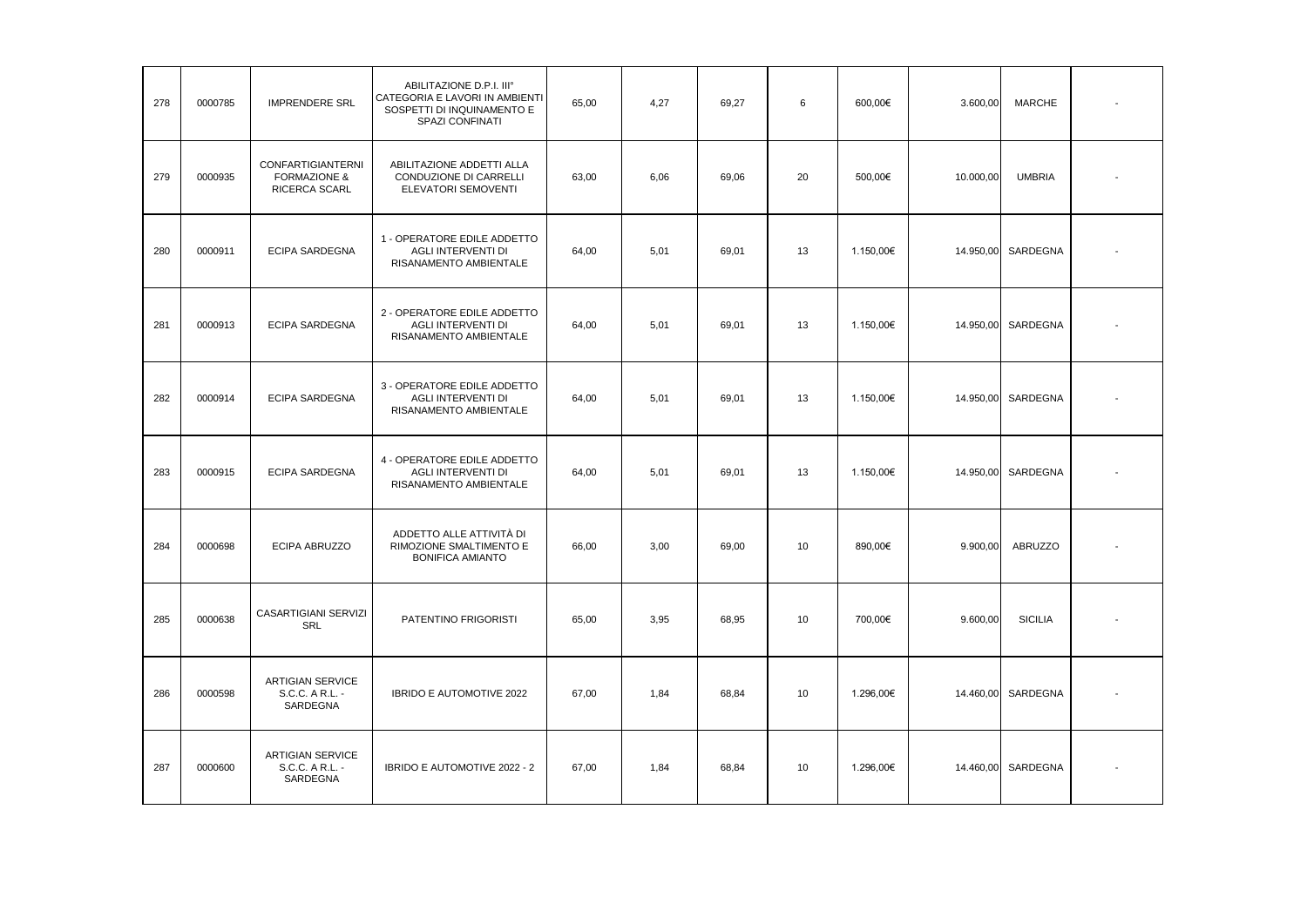| 278 | 0000785 | IMPRENDERE SRL | ABILITAZIONE D.P.I. III° CATEGORIA E LAVORI IN AMBIENTI SOSPETTI DI INQUINAMENTO E SPAZI CONFINATI | 65,00 | 4,27 | 69,27 | 6 | 600,00€ | 3.600,00 | MARCHE | - |
|---|---|---|---|---|---|---|---|---|---|---|---|
| 279 | 0000935 | CONFARTIGIANTERNI FORMAZIONE & RICERCA SCARL | ABILITAZIONE ADDETTI ALLA CONDUZIONE DI CARRELLI ELEVATORI SEMOVENTI | 63,00 | 6,06 | 69,06 | 20 | 500,00€ | 10.000,00 | UMBRIA | - |
| 280 | 0000911 | ECIPA SARDEGNA | 1 - OPERATORE EDILE ADDETTO AGLI INTERVENTI DI RISANAMENTO AMBIENTALE | 64,00 | 5,01 | 69,01 | 13 | 1.150,00€ | 14.950,00 | SARDEGNA | - |
| 281 | 0000913 | ECIPA SARDEGNA | 2 - OPERATORE EDILE ADDETTO AGLI INTERVENTI DI RISANAMENTO AMBIENTALE | 64,00 | 5,01 | 69,01 | 13 | 1.150,00€ | 14.950,00 | SARDEGNA | - |
| 282 | 0000914 | ECIPA SARDEGNA | 3 - OPERATORE EDILE ADDETTO AGLI INTERVENTI DI RISANAMENTO AMBIENTALE | 64,00 | 5,01 | 69,01 | 13 | 1.150,00€ | 14.950,00 | SARDEGNA | - |
| 283 | 0000915 | ECIPA SARDEGNA | 4 - OPERATORE EDILE ADDETTO AGLI INTERVENTI DI RISANAMENTO AMBIENTALE | 64,00 | 5,01 | 69,01 | 13 | 1.150,00€ | 14.950,00 | SARDEGNA | - |
| 284 | 0000698 | ECIPA ABRUZZO | ADDETTO ALLE ATTIVITÀ DI RIMOZIONE SMALTIMENTO E BONIFICA AMIANTO | 66,00 | 3,00 | 69,00 | 10 | 890,00€ | 9.900,00 | ABRUZZO | - |
| 285 | 0000638 | CASARTIGIANI SERVIZI SRL | PATENTINO FRIGORISTI | 65,00 | 3,95 | 68,95 | 10 | 700,00€ | 9.600,00 | SICILIA | - |
| 286 | 0000598 | ARTIGIAN SERVICE S.C.C. A R.L. - SARDEGNA | IBRIDO E AUTOMOTIVE 2022 | 67,00 | 1,84 | 68,84 | 10 | 1.296,00€ | 14.460,00 | SARDEGNA | - |
| 287 | 0000600 | ARTIGIAN SERVICE S.C.C. A R.L. - SARDEGNA | IBRIDO E AUTOMOTIVE 2022 - 2 | 67,00 | 1,84 | 68,84 | 10 | 1.296,00€ | 14.460,00 | SARDEGNA | - |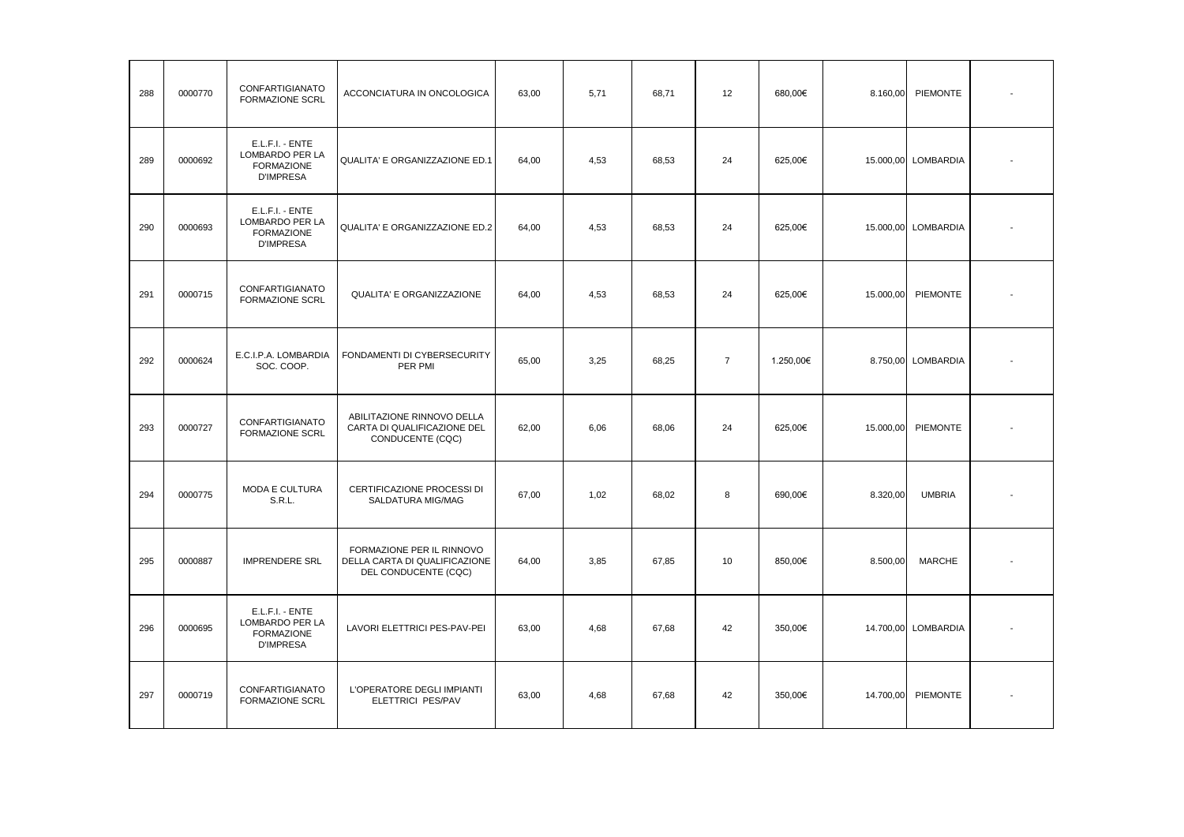| | | | | | | | | | | | |
|---|---|---|---|---|---|---|---|---|---|---|---|
| 288 | 0000770 | CONFARTIGIANATO FORMAZIONE SCRL | ACCONCIATURA IN ONCOLOGICA | 63,00 | 5,71 | 68,71 | 12 | 680,00€ | 8.160,00 | PIEMONTE | - |
| 289 | 0000692 | E.L.F.I. - ENTE LOMBARDO PER LA FORMAZIONE D'IMPRESA | QUALITA' E ORGANIZZAZIONE ED.1 | 64,00 | 4,53 | 68,53 | 24 | 625,00€ | 15.000,00 | LOMBARDIA | - |
| 290 | 0000693 | E.L.F.I. - ENTE LOMBARDO PER LA FORMAZIONE D'IMPRESA | QUALITA' E ORGANIZZAZIONE ED.2 | 64,00 | 4,53 | 68,53 | 24 | 625,00€ | 15.000,00 | LOMBARDIA | - |
| 291 | 0000715 | CONFARTIGIANATO FORMAZIONE SCRL | QUALITA' E ORGANIZZAZIONE | 64,00 | 4,53 | 68,53 | 24 | 625,00€ | 15.000,00 | PIEMONTE | - |
| 292 | 0000624 | E.C.I.P.A. LOMBARDIA SOC. COOP. | FONDAMENTI DI CYBERSECURITY PER PMI | 65,00 | 3,25 | 68,25 | 7 | 1.250,00€ | 8.750,00 | LOMBARDIA | - |
| 293 | 0000727 | CONFARTIGIANATO FORMAZIONE SCRL | ABILITAZIONE RINNOVO DELLA CARTA DI QUALIFICAZIONE DEL CONDUCENTE (CQC) | 62,00 | 6,06 | 68,06 | 24 | 625,00€ | 15.000,00 | PIEMONTE | - |
| 294 | 0000775 | MODA E CULTURA S.R.L. | CERTIFICAZIONE PROCESSI DI SALDATURA MIG/MAG | 67,00 | 1,02 | 68,02 | 8 | 690,00€ | 8.320,00 | UMBRIA | - |
| 295 | 0000887 | IMPRENDERE SRL | FORMAZIONE PER IL RINNOVO DELLA CARTA DI QUALIFICAZIONE DEL CONDUCENTE (CQC) | 64,00 | 3,85 | 67,85 | 10 | 850,00€ | 8.500,00 | MARCHE | - |
| 296 | 0000695 | E.L.F.I. - ENTE LOMBARDO PER LA FORMAZIONE D'IMPRESA | LAVORI ELETTRICI PES-PAV-PEI | 63,00 | 4,68 | 67,68 | 42 | 350,00€ | 14.700,00 | LOMBARDIA | - |
| 297 | 0000719 | CONFARTIGIANATO FORMAZIONE SCRL | L'OPERATORE DEGLI IMPIANTI ELETTRICI PES/PAV | 63,00 | 4,68 | 67,68 | 42 | 350,00€ | 14.700,00 | PIEMONTE | - |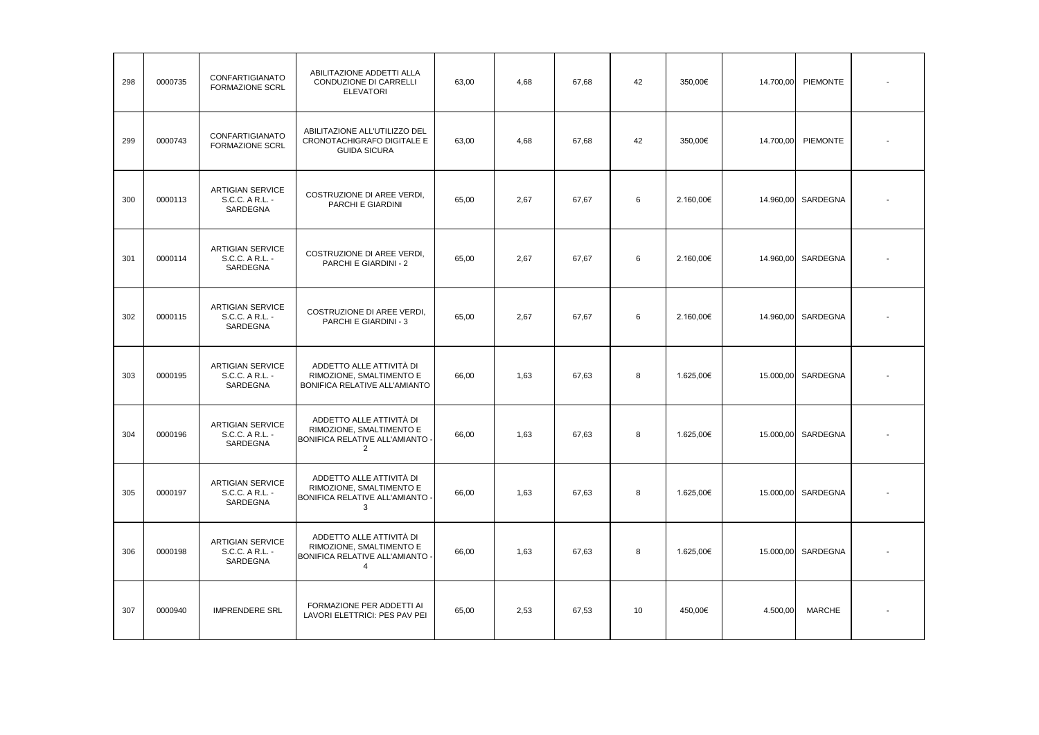| 298 | 0000735 | CONFARTIGIANATO FORMAZIONE SCRL | ABILITAZIONE ADDETTI ALLA CONDUZIONE DI CARRELLI ELEVATORI | 63,00 | 4,68 | 67,68 | 42 | 350,00€ | 14.700,00 | PIEMONTE | - |
|---|---|---|---|---|---|---|---|---|---|---|---|
| 299 | 0000743 | CONFARTIGIANATO FORMAZIONE SCRL | ABILITAZIONE ALL'UTILIZZO DEL CRONOTACHIGRAFO DIGITALE E GUIDA SICURA | 63,00 | 4,68 | 67,68 | 42 | 350,00€ | 14.700,00 | PIEMONTE | - |
| 300 | 0000113 | ARTIGIAN SERVICE S.C.C. A R.L. - SARDEGNA | COSTRUZIONE DI AREE VERDI, PARCHI E GIARDINI | 65,00 | 2,67 | 67,67 | 6 | 2.160,00€ | 14.960,00 | SARDEGNA | - |
| 301 | 0000114 | ARTIGIAN SERVICE S.C.C. A R.L. - SARDEGNA | COSTRUZIONE DI AREE VERDI, PARCHI E GIARDINI - 2 | 65,00 | 2,67 | 67,67 | 6 | 2.160,00€ | 14.960,00 | SARDEGNA | - |
| 302 | 0000115 | ARTIGIAN SERVICE S.C.C. A R.L. - SARDEGNA | COSTRUZIONE DI AREE VERDI, PARCHI E GIARDINI - 3 | 65,00 | 2,67 | 67,67 | 6 | 2.160,00€ | 14.960,00 | SARDEGNA | - |
| 303 | 0000195 | ARTIGIAN SERVICE S.C.C. A R.L. - SARDEGNA | ADDETTO ALLE ATTIVITÀ DI RIMOZIONE, SMALTIMENTO E BONIFICA RELATIVE ALL'AMIANTO | 66,00 | 1,63 | 67,63 | 8 | 1.625,00€ | 15.000,00 | SARDEGNA | - |
| 304 | 0000196 | ARTIGIAN SERVICE S.C.C. A R.L. - SARDEGNA | ADDETTO ALLE ATTIVITÀ DI RIMOZIONE, SMALTIMENTO E BONIFICA RELATIVE ALL'AMIANTO - 2 | 66,00 | 1,63 | 67,63 | 8 | 1.625,00€ | 15.000,00 | SARDEGNA | - |
| 305 | 0000197 | ARTIGIAN SERVICE S.C.C. A R.L. - SARDEGNA | ADDETTO ALLE ATTIVITÀ DI RIMOZIONE, SMALTIMENTO E BONIFICA RELATIVE ALL'AMIANTO - 3 | 66,00 | 1,63 | 67,63 | 8 | 1.625,00€ | 15.000,00 | SARDEGNA | - |
| 306 | 0000198 | ARTIGIAN SERVICE S.C.C. A R.L. - SARDEGNA | ADDETTO ALLE ATTIVITÀ DI RIMOZIONE, SMALTIMENTO E BONIFICA RELATIVE ALL'AMIANTO - 4 | 66,00 | 1,63 | 67,63 | 8 | 1.625,00€ | 15.000,00 | SARDEGNA | - |
| 307 | 0000940 | IMPRENDERE SRL | FORMAZIONE PER ADDETTI AI LAVORI ELETTRICI: PES PAV PEI | 65,00 | 2,53 | 67,53 | 10 | 450,00€ | 4.500,00 | MARCHE | - |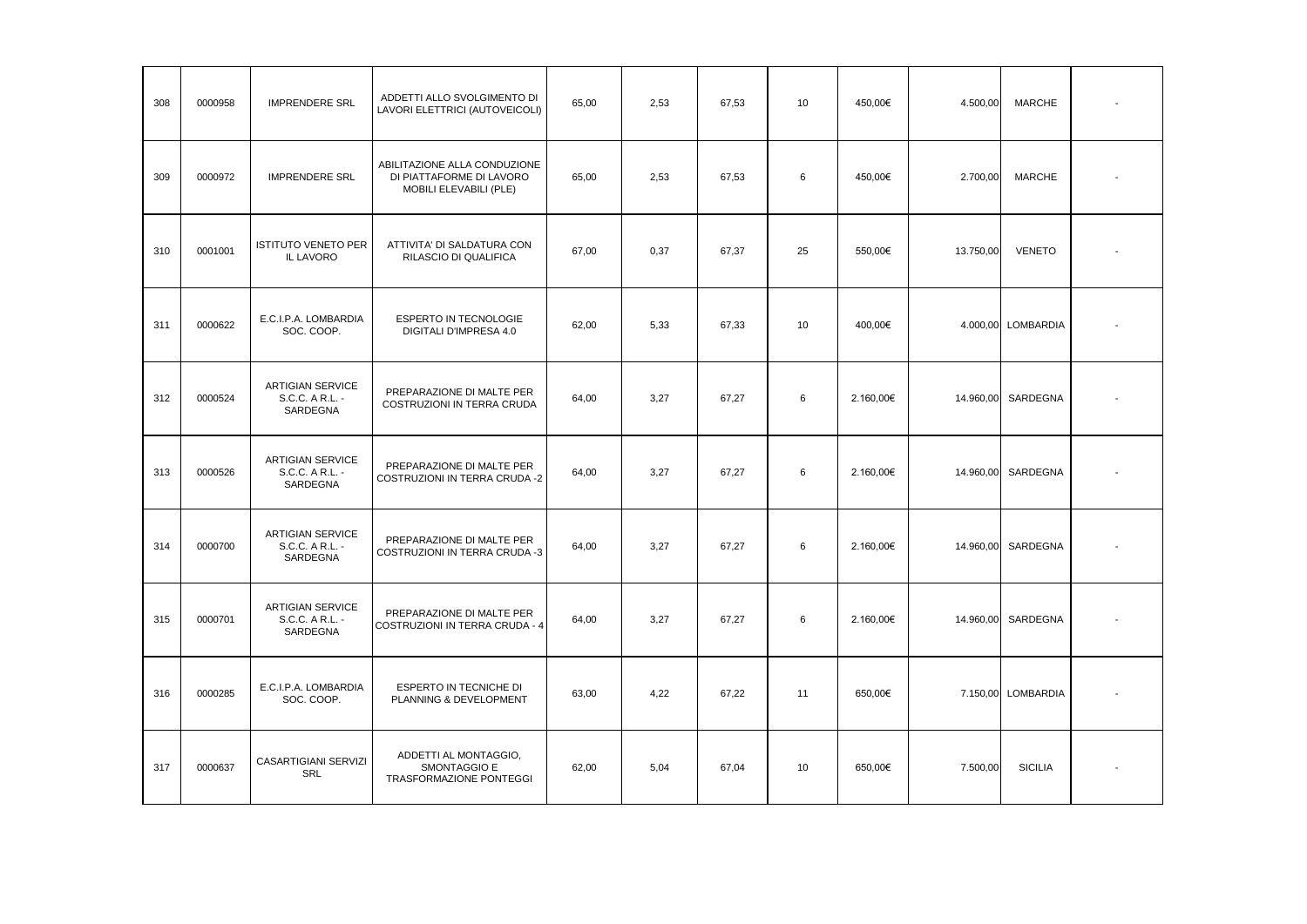| 308 | 0000958 | IMPRENDERE SRL | ADDETTI ALLO SVOLGIMENTO DI LAVORI ELETTRICI (AUTOVEICOLI) | 65,00 | 2,53 | 67,53 | 10 | 450,00€ | 4.500,00 | MARCHE | - |
|---|---|---|---|---|---|---|---|---|---|---|---|
| 309 | 0000972 | IMPRENDERE SRL | ABILITAZIONE ALLA CONDUZIONE DI PIATTAFORME DI LAVORO MOBILI ELEVABILI (PLE) | 65,00 | 2,53 | 67,53 | 6 | 450,00€ | 2.700,00 | MARCHE | - |
| 310 | 0001001 | ISTITUTO VENETO PER IL LAVORO | ATTIVITA' DI SALDATURA CON RILASCIO DI QUALIFICA | 67,00 | 0,37 | 67,37 | 25 | 550,00€ | 13.750,00 | VENETO | - |
| 311 | 0000622 | E.C.I.P.A. LOMBARDIA SOC. COOP. | ESPERTO IN TECNOLOGIE DIGITALI D'IMPRESA 4.0 | 62,00 | 5,33 | 67,33 | 10 | 400,00€ | 4.000,00 | LOMBARDIA | - |
| 312 | 0000524 | ARTIGIAN SERVICE S.C.C. A R.L. - SARDEGNA | PREPARAZIONE DI MALTE PER COSTRUZIONI IN TERRA CRUDA | 64,00 | 3,27 | 67,27 | 6 | 2.160,00€ | 14.960,00 | SARDEGNA | - |
| 313 | 0000526 | ARTIGIAN SERVICE S.C.C. A R.L. - SARDEGNA | PREPARAZIONE DI MALTE PER COSTRUZIONI IN TERRA CRUDA -2 | 64,00 | 3,27 | 67,27 | 6 | 2.160,00€ | 14.960,00 | SARDEGNA | - |
| 314 | 0000700 | ARTIGIAN SERVICE S.C.C. A R.L. - SARDEGNA | PREPARAZIONE DI MALTE PER COSTRUZIONI IN TERRA CRUDA -3 | 64,00 | 3,27 | 67,27 | 6 | 2.160,00€ | 14.960,00 | SARDEGNA | - |
| 315 | 0000701 | ARTIGIAN SERVICE S.C.C. A R.L. - SARDEGNA | PREPARAZIONE DI MALTE PER COSTRUZIONI IN TERRA CRUDA - 4 | 64,00 | 3,27 | 67,27 | 6 | 2.160,00€ | 14.960,00 | SARDEGNA | - |
| 316 | 0000285 | E.C.I.P.A. LOMBARDIA SOC. COOP. | ESPERTO IN TECNICHE DI PLANNING & DEVELOPMENT | 63,00 | 4,22 | 67,22 | 11 | 650,00€ | 7.150,00 | LOMBARDIA | - |
| 317 | 0000637 | CASARTIGIANI SERVIZI SRL | ADDETTI AL MONTAGGIO, SMONTAGGIO E TRASFORMAZIONE PONTEGGI | 62,00 | 5,04 | 67,04 | 10 | 650,00€ | 7.500,00 | SICILIA | - |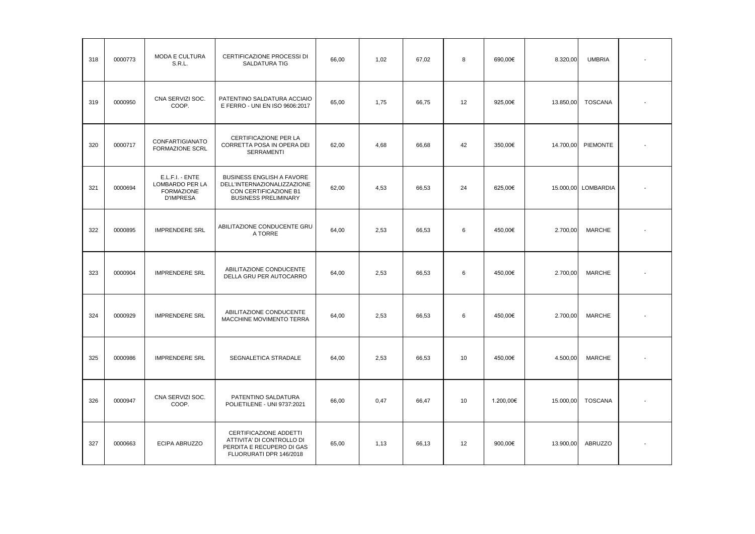| | | | | | | | | | | | |
|---|---|---|---|---|---|---|---|---|---|---|---|
| 318 | 0000773 | MODA E CULTURA S.R.L. | CERTIFICAZIONE PROCESSI DI SALDATURA TIG | 66,00 | 1,02 | 67,02 | 8 | 690,00€ | 8.320,00 | UMBRIA | - |
| 319 | 0000950 | CNA SERVIZI SOC. COOP. | PATENTINO SALDATURA ACCIAIO E FERRO - UNI EN ISO 9606:2017 | 65,00 | 1,75 | 66,75 | 12 | 925,00€ | 13.850,00 | TOSCANA | - |
| 320 | 0000717 | CONFARTIGIANATO FORMAZIONE SCRL | CERTIFICAZIONE PER LA CORRETTA POSA IN OPERA DEI SERRAMENTI | 62,00 | 4,68 | 66,68 | 42 | 350,00€ | 14.700,00 | PIEMONTE | - |
| 321 | 0000694 | E.L.F.I. - ENTE LOMBARDO PER LA FORMAZIONE D'IMPRESA | BUSINESS ENGLISH A FAVORE DELL'INTERNAZIONALIZZAZIONE CON CERTIFICAZIONE B1 BUSINESS PRELIMINARY | 62,00 | 4,53 | 66,53 | 24 | 625,00€ | 15.000,00 | LOMBARDIA | - |
| 322 | 0000895 | IMPRENDERE SRL | ABILITAZIONE CONDUCENTE GRU A TORRE | 64,00 | 2,53 | 66,53 | 6 | 450,00€ | 2.700,00 | MARCHE | - |
| 323 | 0000904 | IMPRENDERE SRL | ABILITAZIONE CONDUCENTE DELLA GRU PER AUTOCARRO | 64,00 | 2,53 | 66,53 | 6 | 450,00€ | 2.700,00 | MARCHE | - |
| 324 | 0000929 | IMPRENDERE SRL | ABILITAZIONE CONDUCENTE MACCHINE MOVIMENTO TERRA | 64,00 | 2,53 | 66,53 | 6 | 450,00€ | 2.700,00 | MARCHE | - |
| 325 | 0000986 | IMPRENDERE SRL | SEGNALETICA STRADALE | 64,00 | 2,53 | 66,53 | 10 | 450,00€ | 4.500,00 | MARCHE | - |
| 326 | 0000947 | CNA SERVIZI SOC. COOP. | PATENTINO SALDATURA POLIETILENE - UNI 9737:2021 | 66,00 | 0,47 | 66,47 | 10 | 1.200,00€ | 15.000,00 | TOSCANA | - |
| 327 | 0000663 | ECIPA ABRUZZO | CERTIFICAZIONE ADDETTI ATTIVITA' DI CONTROLLO DI PERDITA E RECUPERO DI GAS FLUORURATI DPR 146/2018 | 65,00 | 1,13 | 66,13 | 12 | 900,00€ | 13.900,00 | ABRUZZO | - |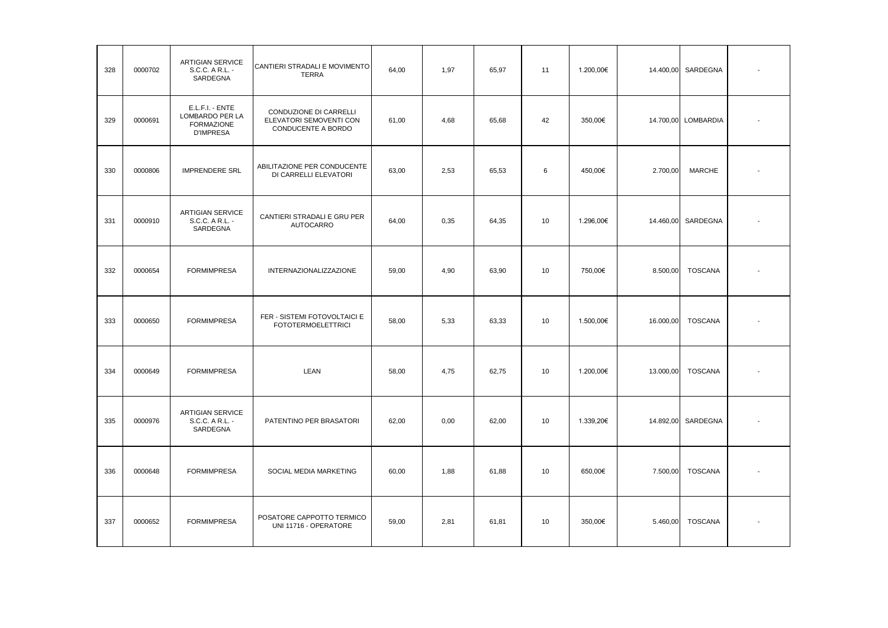| 328 | 0000702 | ARTIGIAN SERVICE S.C.C. A R.L. - SARDEGNA | CANTIERI STRADALI E MOVIMENTO TERRA | 64,00 | 1,97 | 65,97 | 11 | 1.200,00€ | 14.400,00 | SARDEGNA | - |
|---|---|---|---|---|---|---|---|---|---|---|---|
| 329 | 0000691 | E.L.F.I. - ENTE LOMBARDO PER LA FORMAZIONE D'IMPRESA | CONDUZIONE DI CARRELLI ELEVATORI SEMOVENTI CON CONDUCENTE A BORDO | 61,00 | 4,68 | 65,68 | 42 | 350,00€ | 14.700,00 | LOMBARDIA | - |
| 330 | 0000806 | IMPRENDERE SRL | ABILITAZIONE PER CONDUCENTE DI CARRELLI ELEVATORI | 63,00 | 2,53 | 65,53 | 6 | 450,00€ | 2.700,00 | MARCHE | - |
| 331 | 0000910 | ARTIGIAN SERVICE S.C.C. A R.L. - SARDEGNA | CANTIERI STRADALI E GRU PER AUTOCARRO | 64,00 | 0,35 | 64,35 | 10 | 1.296,00€ | 14.460,00 | SARDEGNA | - |
| 332 | 0000654 | FORMIMPRESA | INTERNAZIONALIZZAZIONE | 59,00 | 4,90 | 63,90 | 10 | 750,00€ | 8.500,00 | TOSCANA | - |
| 333 | 0000650 | FORMIMPRESA | FER - SISTEMI FOTOVOLTAICI E FOTOTERMOELETTRICI | 58,00 | 5,33 | 63,33 | 10 | 1.500,00€ | 16.000,00 | TOSCANA | - |
| 334 | 0000649 | FORMIMPRESA | LEAN | 58,00 | 4,75 | 62,75 | 10 | 1.200,00€ | 13.000,00 | TOSCANA | - |
| 335 | 0000976 | ARTIGIAN SERVICE S.C.C. A R.L. - SARDEGNA | PATENTINO PER BRASATORI | 62,00 | 0,00 | 62,00 | 10 | 1.339,20€ | 14.892,00 | SARDEGNA | - |
| 336 | 0000648 | FORMIMPRESA | SOCIAL MEDIA MARKETING | 60,00 | 1,88 | 61,88 | 10 | 650,00€ | 7.500,00 | TOSCANA | - |
| 337 | 0000652 | FORMIMPRESA | POSATORE CAPPOTTO TERMICO UNI 11716 - OPERATORE | 59,00 | 2,81 | 61,81 | 10 | 350,00€ | 5.460,00 | TOSCANA | - |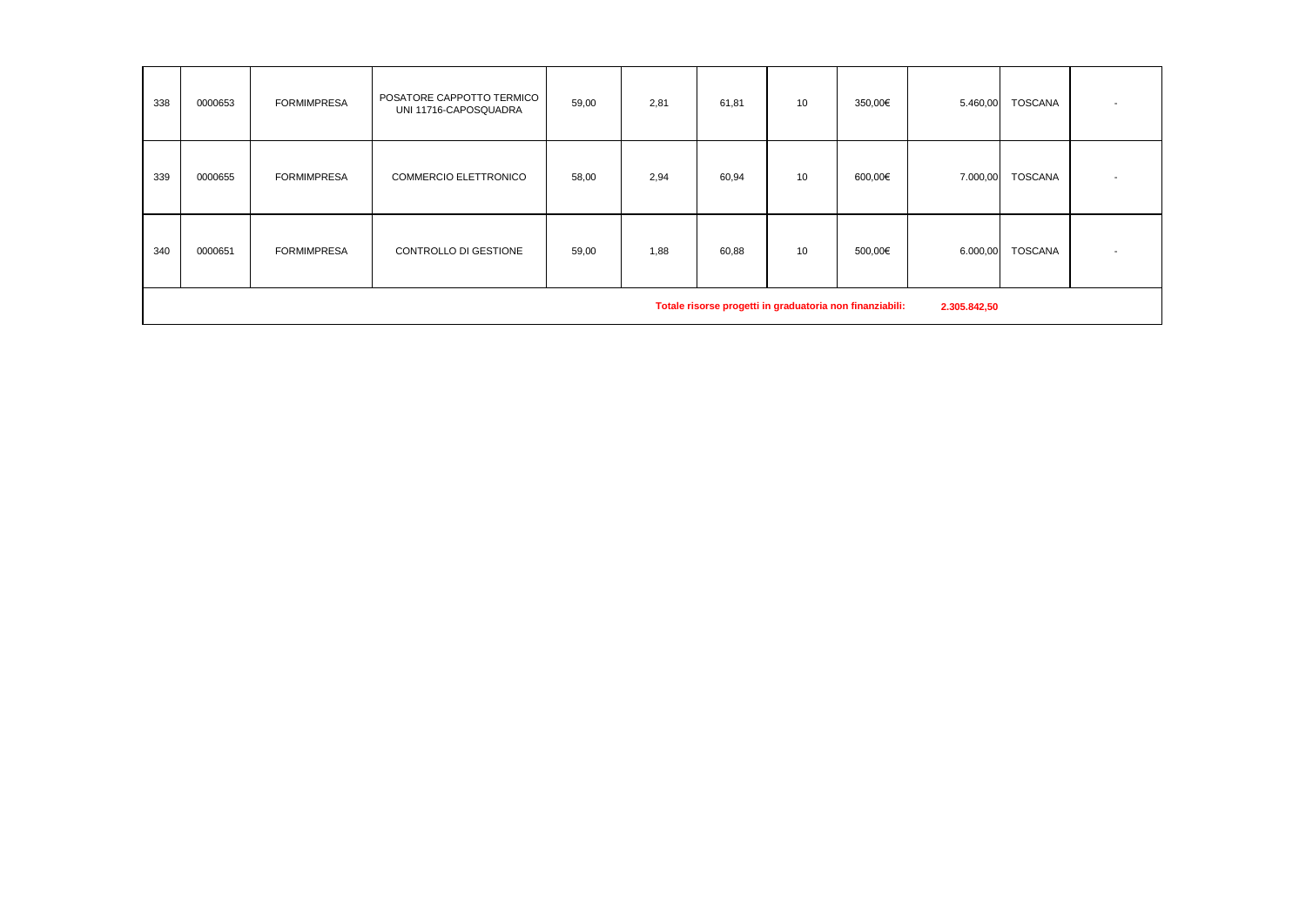| | | | | | | | | | | | |
|---|---|---|---|---|---|---|---|---|---|---|---|
| 338 | 0000653 | FORMIMPRESA | POSATORE CAPPOTTO TERMICO UNI 11716-CAPOSQUADRA | 59,00 | 2,81 | 61,81 | 10 | 350,00€ | 5.460,00 | TOSCANA | - |
| 339 | 0000655 | FORMIMPRESA | COMMERCIO ELETTRONICO | 58,00 | 2,94 | 60,94 | 10 | 600,00€ | 7.000,00 | TOSCANA | - |
| 340 | 0000651 | FORMIMPRESA | CONTROLLO DI GESTIONE | 59,00 | 1,88 | 60,88 | 10 | 500,00€ | 6.000,00 | TOSCANA | - |
| | | | | | | | | **Totale risorse progetti in graduatoria non finanziabili:** | **2.305.842,50** | | |